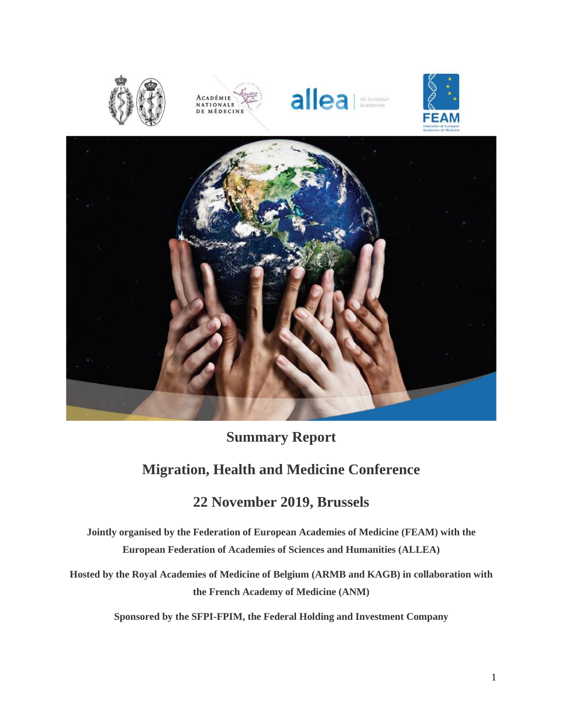# Summary Report

## Migration, Health and Medicine Conference

## 22 November 2019, Brussels

**Jointly organised by the Federation of European Academies of Medicine (FEAM) with the European Federation of Academies of Sciences and Humanities (ALLEA)**

**Hosted by the Royal Academies of Medicine of Belgium (ARMB and KAGB) in collaboration with the French Academy of Medicine (ANM)**

**Sponsored by the SFPI-FPIM, the Federal Holding and Investment Company**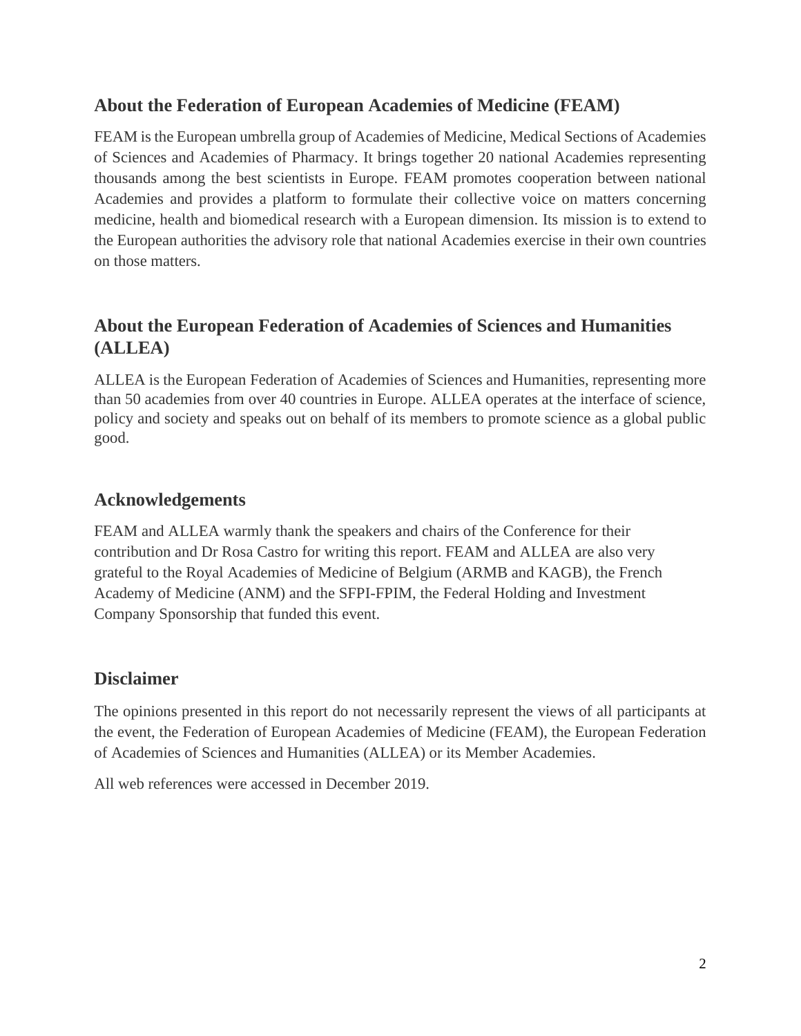## About the Federation of European Academies of Medicine (FEAM)

FEAM is the European umbrella group of Academies of Medicine, Medical Sections of Academies of Sciences and Academies of Pharmacy. It brings together 20 national Academies representing thousands among the best scientists in Europe. FEAM promotes cooperation between national Academies and provides a platform to formulate their collective voice on matters concerning medicine, health and biomedical research with a European dimension. Its mission is to extend to the European authorities the advisory role that national Academies exercise in their own countries on those matters.

## About the European Federation of Academies of Sciences and Humanities (ALLEA)

ALLEA is the European Federation of Academies of Sciences and Humanities, representing more than 50 academies from over 40 countries in Europe. ALLEA operates at the interface of science, policy and society and speaks out on behalf of its members to promote science as a global public good.

## Acknowledgements

FEAM and ALLEA warmly thank the speakers and chairs of the Conference for their contribution and Dr Rosa Castro for writing this report. FEAM and ALLEA are also very grateful to the Royal Academies of Medicine of Belgium (ARMB and KAGB), the French Academy of Medicine (ANM) and the SFPI-FPIM, the Federal Holding and Investment Company Sponsorship that funded this event.

## Disclaimer

The opinions presented in this report do not necessarily represent the views of all participants at the event, the Federation of European Academies of Medicine (FEAM), the European Federation of Academies of Sciences and Humanities (ALLEA) or its Member Academies.

All web references were accessed in December 2019.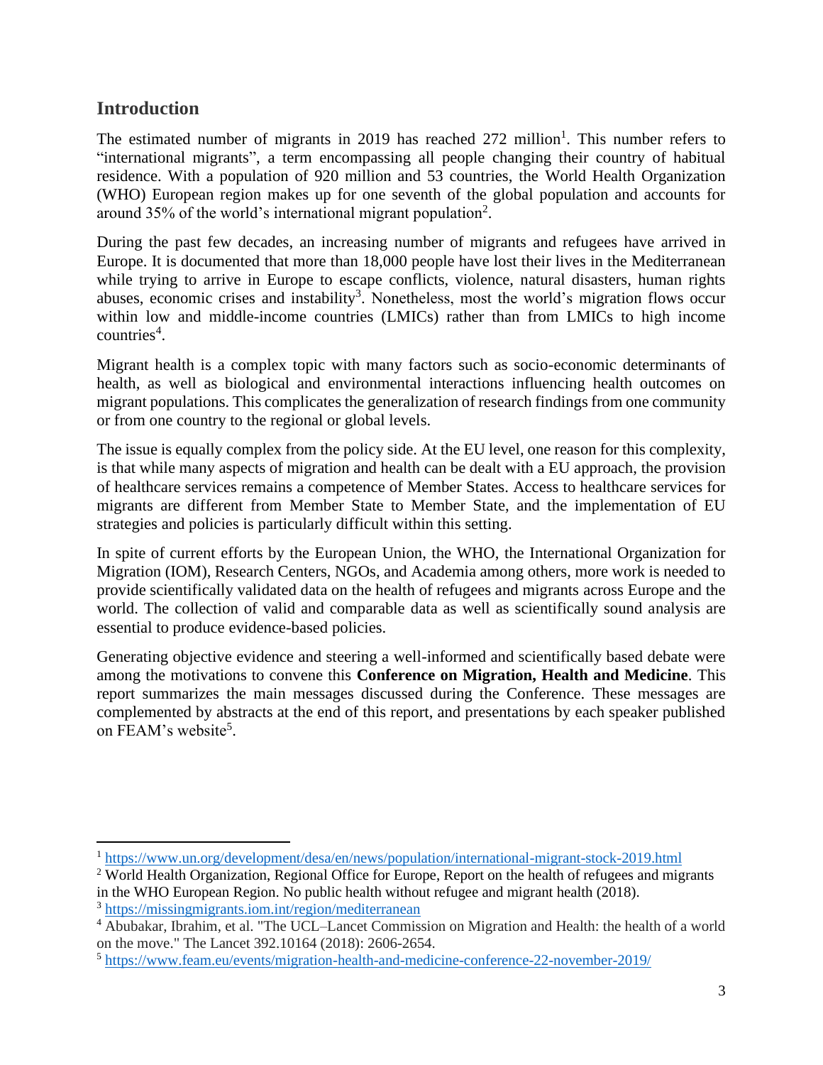## Introduction

The estimated number of migrants in 2019 has reached 272 million[1]. This number refers to "international migrants", a term encompassing all people changing their country of habitual residence. With a population of 920 million and 53 countries, the World Health Organization (WHO) European region makes up for one seventh of the global population and accounts for around 35% of the world's international migrant population[2].

During the past few decades, an increasing number of migrants and refugees have arrived in Europe. It is documented that more than 18,000 people have lost their lives in the Mediterranean while trying to arrive in Europe to escape conflicts, violence, natural disasters, human rights abuses, economic crises and instability[3]. Nonetheless, most the world's migration flows occur within low and middle-income countries (LMICs) rather than from LMICs to high income countries[4].

Migrant health is a complex topic with many factors such as socio-economic determinants of health, as well as biological and environmental interactions influencing health outcomes on migrant populations. This complicates the generalization of research findings from one community or from one country to the regional or global levels.

The issue is equally complex from the policy side. At the EU level, one reason for this complexity, is that while many aspects of migration and health can be dealt with a EU approach, the provision of healthcare services remains a competence of Member States. Access to healthcare services for migrants are different from Member State to Member State, and the implementation of EU strategies and policies is particularly difficult within this setting.

In spite of current efforts by the European Union, the WHO, the International Organization for Migration (IOM), Research Centers, NGOs, and Academia among others, more work is needed to provide scientifically validated data on the health of refugees and migrants across Europe and the world. The collection of valid and comparable data as well as scientifically sound analysis are essential to produce evidence-based policies.

Generating objective evidence and steering a well-informed and scientifically based debate were among the motivations to convene this **Conference on Migration, Health and Medicine**. This report summarizes the main messages discussed during the Conference. These messages are complemented by abstracts at the end of this report, and presentations by each speaker published on FEAM's website[5].

---

[1] https://www.un.org/development/desa/en/news/population/international-migrant-stock-2019.html

[2] World Health Organization, Regional Office for Europe, Report on the health of refugees and migrants in the WHO European Region. No public health without refugee and migrant health (2018).

[3] https://missingmigrants.iom.int/region/mediterranean

[4] Abubakar, Ibrahim, et al. "The UCL–Lancet Commission on Migration and Health: the health of a world on the move." The Lancet 392.10164 (2018): 2606-2654.

[5] https://www.feam.eu/events/migration-health-and-medicine-conference-22-november-2019/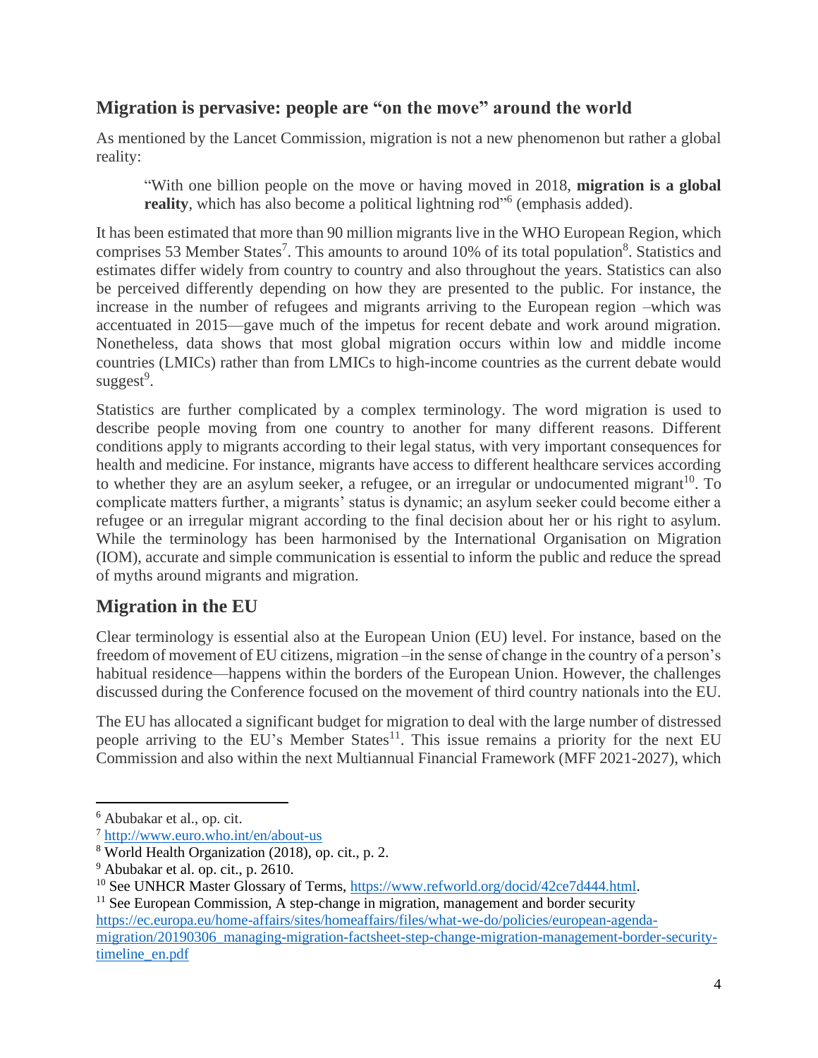## Migration is pervasive: people are "on the move" around the world

As mentioned by the Lancet Commission, migration is not a new phenomenon but rather a global reality:

> "With one billion people on the move or having moved in 2018, **migration is a global reality**, which has also become a political lightning rod"[6] (emphasis added).

It has been estimated that more than 90 million migrants live in the WHO European Region, which comprises 53 Member States[7]. This amounts to around 10% of its total population[8]. Statistics and estimates differ widely from country to country and also throughout the years. Statistics can also be perceived differently depending on how they are presented to the public. For instance, the increase in the number of refugees and migrants arriving to the European region –which was accentuated in 2015—gave much of the impetus for recent debate and work around migration. Nonetheless, data shows that most global migration occurs within low and middle income countries (LMICs) rather than from LMICs to high-income countries as the current debate would suggest[9].

Statistics are further complicated by a complex terminology. The word migration is used to describe people moving from one country to another for many different reasons. Different conditions apply to migrants according to their legal status, with very important consequences for health and medicine. For instance, migrants have access to different healthcare services according to whether they are an asylum seeker, a refugee, or an irregular or undocumented migrant[10]. To complicate matters further, a migrants' status is dynamic; an asylum seeker could become either a refugee or an irregular migrant according to the final decision about her or his right to asylum. While the terminology has been harmonised by the International Organisation on Migration (IOM), accurate and simple communication is essential to inform the public and reduce the spread of myths around migrants and migration.

## Migration in the EU

Clear terminology is essential also at the European Union (EU) level. For instance, based on the freedom of movement of EU citizens, migration –in the sense of change in the country of a person's habitual residence—happens within the borders of the European Union. However, the challenges discussed during the Conference focused on the movement of third country nationals into the EU.

The EU has allocated a significant budget for migration to deal with the large number of distressed people arriving to the EU's Member States[11]. This issue remains a priority for the next EU Commission and also within the next Multiannual Financial Framework (MFF 2021-2027), which

---

[6] Abubakar et al., op. cit.

[7] http://www.euro.who.int/en/about-us

[8] World Health Organization (2018), op. cit., p. 2.

[9] Abubakar et al. op. cit., p. 2610.

[10] See UNHCR Master Glossary of Terms, https://www.refworld.org/docid/42ce7d444.html.

[11] See European Commission, A step-change in migration, management and border security https://ec.europa.eu/home-affairs/sites/homeaffairs/files/what-we-do/policies/european-agenda-migration/20190306_managing-migration-factsheet-step-change-migration-management-border-security-timeline_en.pdf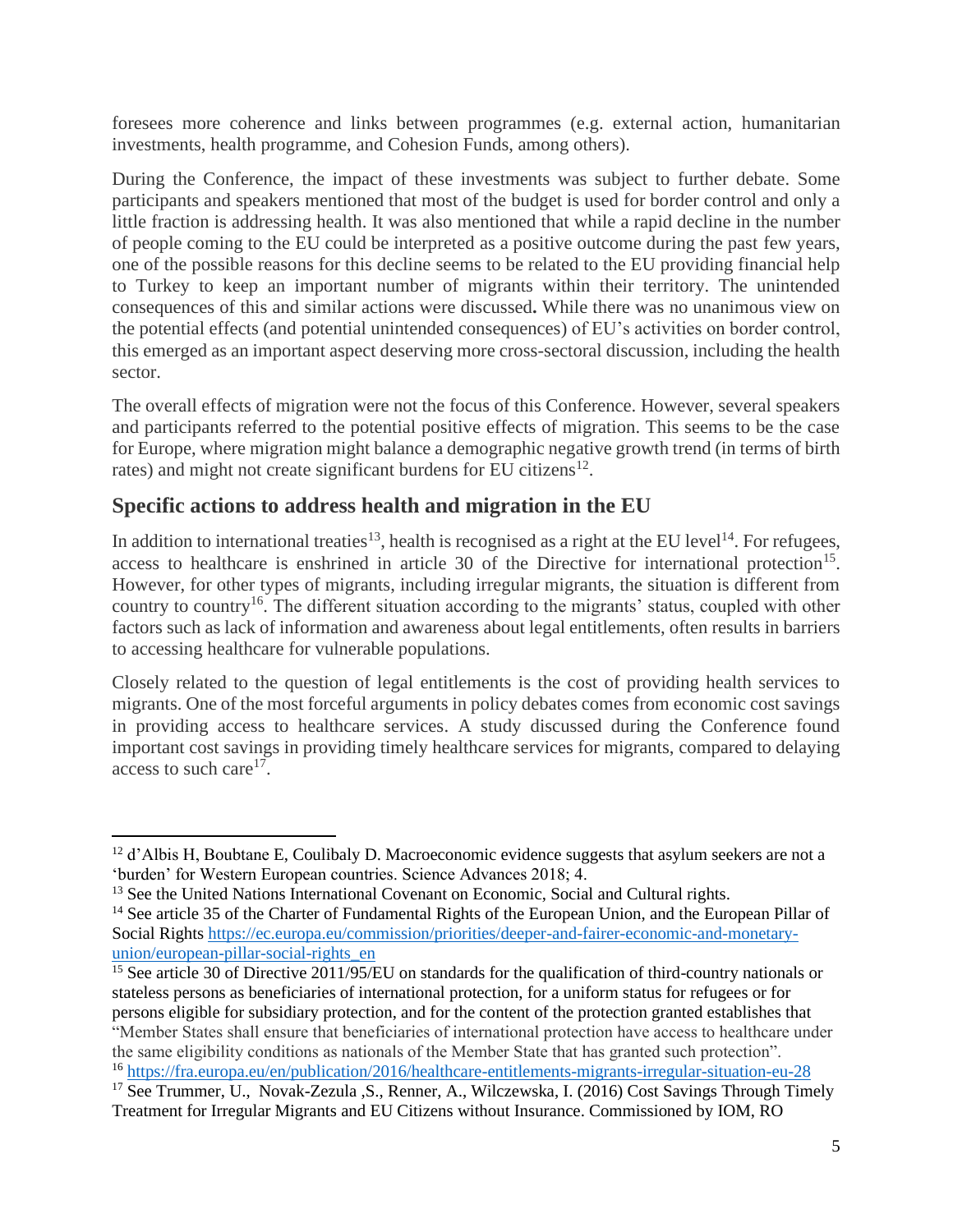foresees more coherence and links between programmes (e.g. external action, humanitarian investments, health programme, and Cohesion Funds, among others).

During the Conference, the impact of these investments was subject to further debate. Some participants and speakers mentioned that most of the budget is used for border control and only a little fraction is addressing health. It was also mentioned that while a rapid decline in the number of people coming to the EU could be interpreted as a positive outcome during the past few years, one of the possible reasons for this decline seems to be related to the EU providing financial help to Turkey to keep an important number of migrants within their territory. The unintended consequences of this and similar actions were discussed**.** While there was no unanimous view on the potential effects (and potential unintended consequences) of EU's activities on border control, this emerged as an important aspect deserving more cross-sectoral discussion, including the health sector.

The overall effects of migration were not the focus of this Conference. However, several speakers and participants referred to the potential positive effects of migration. This seems to be the case for Europe, where migration might balance a demographic negative growth trend (in terms of birth rates) and might not create significant burdens for EU citizens[12].

## Specific actions to address health and migration in the EU

In addition to international treaties[13], health is recognised as a right at the EU level[14]. For refugees, access to healthcare is enshrined in article 30 of the Directive for international protection[15]. However, for other types of migrants, including irregular migrants, the situation is different from country to country[16]. The different situation according to the migrants' status, coupled with other factors such as lack of information and awareness about legal entitlements, often results in barriers to accessing healthcare for vulnerable populations.

Closely related to the question of legal entitlements is the cost of providing health services to migrants. One of the most forceful arguments in policy debates comes from economic cost savings in providing access to healthcare services. A study discussed during the Conference found important cost savings in providing timely healthcare services for migrants, compared to delaying access to such care[17].

---

[12] d'Albis H, Boubtane E, Coulibaly D. Macroeconomic evidence suggests that asylum seekers are not a 'burden' for Western European countries. Science Advances 2018; 4.

[13] See the United Nations International Covenant on Economic, Social and Cultural rights.

[14] See article 35 of the Charter of Fundamental Rights of the European Union, and the European Pillar of Social Rights https://ec.europa.eu/commission/priorities/deeper-and-fairer-economic-and-monetary-union/european-pillar-social-rights_en

[15] See article 30 of Directive 2011/95/EU on standards for the qualification of third-country nationals or stateless persons as beneficiaries of international protection, for a uniform status for refugees or for persons eligible for subsidiary protection, and for the content of the protection granted establishes that "Member States shall ensure that beneficiaries of international protection have access to healthcare under the same eligibility conditions as nationals of the Member State that has granted such protection".

[16] https://fra.europa.eu/en/publication/2016/healthcare-entitlements-migrants-irregular-situation-eu-28

[17] See Trummer, U., Novak-Zezula ,S., Renner, A., Wilczewska, I. (2016) Cost Savings Through Timely Treatment for Irregular Migrants and EU Citizens without Insurance. Commissioned by IOM, RO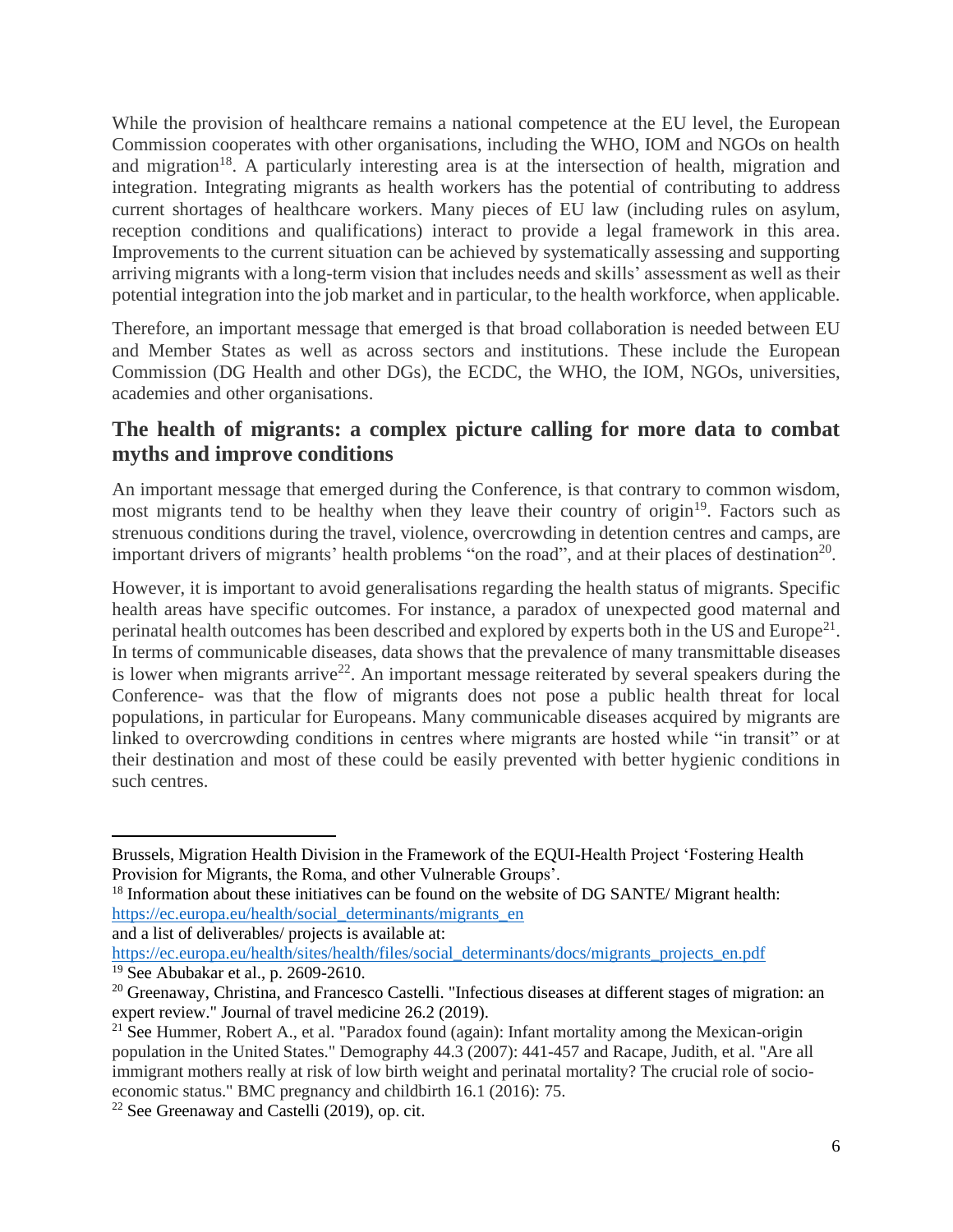While the provision of healthcare remains a national competence at the EU level, the European Commission cooperates with other organisations, including the WHO, IOM and NGOs on health and migration[18]. A particularly interesting area is at the intersection of health, migration and integration. Integrating migrants as health workers has the potential of contributing to address current shortages of healthcare workers. Many pieces of EU law (including rules on asylum, reception conditions and qualifications) interact to provide a legal framework in this area. Improvements to the current situation can be achieved by systematically assessing and supporting arriving migrants with a long-term vision that includes needs and skills' assessment as well as their potential integration into the job market and in particular, to the health workforce, when applicable.

Therefore, an important message that emerged is that broad collaboration is needed between EU and Member States as well as across sectors and institutions. These include the European Commission (DG Health and other DGs), the ECDC, the WHO, the IOM, NGOs, universities, academies and other organisations.

## The health of migrants: a complex picture calling for more data to combat myths and improve conditions

An important message that emerged during the Conference, is that contrary to common wisdom, most migrants tend to be healthy when they leave their country of origin[19]. Factors such as strenuous conditions during the travel, violence, overcrowding in detention centres and camps, are important drivers of migrants' health problems "on the road", and at their places of destination[20].

However, it is important to avoid generalisations regarding the health status of migrants. Specific health areas have specific outcomes. For instance, a paradox of unexpected good maternal and perinatal health outcomes has been described and explored by experts both in the US and Europe[21]. In terms of communicable diseases, data shows that the prevalence of many transmittable diseases is lower when migrants arrive[22]. An important message reiterated by several speakers during the Conference- was that the flow of migrants does not pose a public health threat for local populations, in particular for Europeans. Many communicable diseases acquired by migrants are linked to overcrowding conditions in centres where migrants are hosted while "in transit" or at their destination and most of these could be easily prevented with better hygienic conditions in such centres.

---

Brussels, Migration Health Division in the Framework of the EQUI-Health Project 'Fostering Health Provision for Migrants, the Roma, and other Vulnerable Groups'.

[18] Information about these initiatives can be found on the website of DG SANTE/ Migrant health: https://ec.europa.eu/health/social_determinants/migrants_en
and a list of deliverables/ projects is available at:
https://ec.europa.eu/health/sites/health/files/social_determinants/docs/migrants_projects_en.pdf

[19] See Abubakar et al., p. 2609-2610.

[20] Greenaway, Christina, and Francesco Castelli. "Infectious diseases at different stages of migration: an expert review." Journal of travel medicine 26.2 (2019).

[21] See Hummer, Robert A., et al. "Paradox found (again): Infant mortality among the Mexican-origin population in the United States." Demography 44.3 (2007): 441-457 and Racape, Judith, et al. "Are all immigrant mothers really at risk of low birth weight and perinatal mortality? The crucial role of socio-economic status." BMC pregnancy and childbirth 16.1 (2016): 75.

[22] See Greenaway and Castelli (2019), op. cit.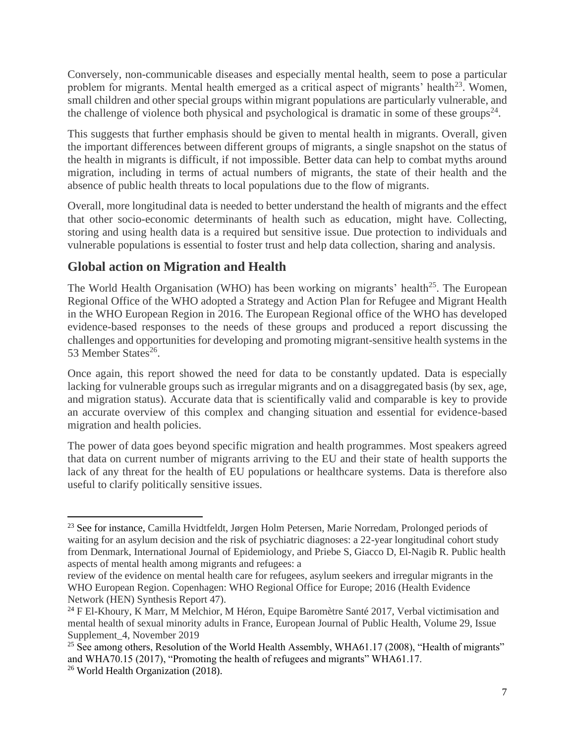Conversely, non-communicable diseases and especially mental health, seem to pose a particular problem for migrants. Mental health emerged as a critical aspect of migrants' health[23]. Women, small children and other special groups within migrant populations are particularly vulnerable, and the challenge of violence both physical and psychological is dramatic in some of these groups[24].

This suggests that further emphasis should be given to mental health in migrants. Overall, given the important differences between different groups of migrants, a single snapshot on the status of the health in migrants is difficult, if not impossible. Better data can help to combat myths around migration, including in terms of actual numbers of migrants, the state of their health and the absence of public health threats to local populations due to the flow of migrants.

Overall, more longitudinal data is needed to better understand the health of migrants and the effect that other socio-economic determinants of health such as education, might have. Collecting, storing and using health data is a required but sensitive issue. Due protection to individuals and vulnerable populations is essential to foster trust and help data collection, sharing and analysis.

## Global action on Migration and Health

The World Health Organisation (WHO) has been working on migrants' health[25]. The European Regional Office of the WHO adopted a Strategy and Action Plan for Refugee and Migrant Health in the WHO European Region in 2016. The European Regional office of the WHO has developed evidence-based responses to the needs of these groups and produced a report discussing the challenges and opportunities for developing and promoting migrant-sensitive health systems in the 53 Member States[26].

Once again, this report showed the need for data to be constantly updated. Data is especially lacking for vulnerable groups such as irregular migrants and on a disaggregated basis (by sex, age, and migration status). Accurate data that is scientifically valid and comparable is key to provide an accurate overview of this complex and changing situation and essential for evidence-based migration and health policies.

The power of data goes beyond specific migration and health programmes. Most speakers agreed that data on current number of migrants arriving to the EU and their state of health supports the lack of any threat for the health of EU populations or healthcare systems. Data is therefore also useful to clarify politically sensitive issues.

---

[23] See for instance, Camilla Hvidtfeldt, Jørgen Holm Petersen, Marie Norredam, Prolonged periods of waiting for an asylum decision and the risk of psychiatric diagnoses: a 22-year longitudinal cohort study from Denmark, International Journal of Epidemiology, and Priebe S, Giacco D, El-Nagib R. Public health aspects of mental health among migrants and refugees: a review of the evidence on mental health care for refugees, asylum seekers and irregular migrants in the WHO European Region. Copenhagen: WHO Regional Office for Europe; 2016 (Health Evidence Network (HEN) Synthesis Report 47).

[24] F El-Khoury, K Marr, M Melchior, M Héron, Equipe Baromètre Santé 2017, Verbal victimisation and mental health of sexual minority adults in France, European Journal of Public Health, Volume 29, Issue Supplement_4, November 2019

[25] See among others, Resolution of the World Health Assembly, WHA61.17 (2008), "Health of migrants" and WHA70.15 (2017), "Promoting the health of refugees and migrants" WHA61.17.

[26] World Health Organization (2018).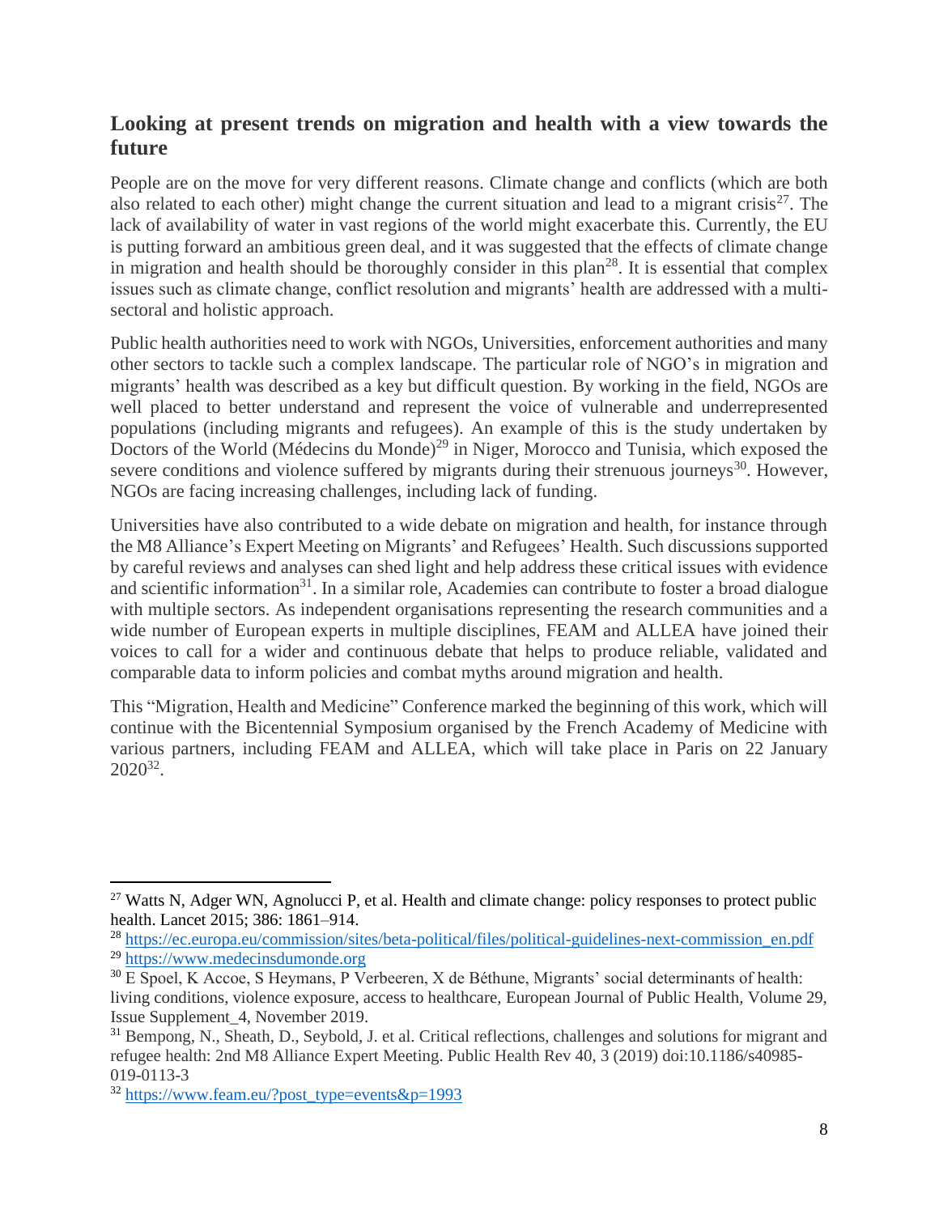## Looking at present trends on migration and health with a view towards the future

People are on the move for very different reasons. Climate change and conflicts (which are both also related to each other) might change the current situation and lead to a migrant crisis[27]. The lack of availability of water in vast regions of the world might exacerbate this. Currently, the EU is putting forward an ambitious green deal, and it was suggested that the effects of climate change in migration and health should be thoroughly consider in this plan[28]. It is essential that complex issues such as climate change, conflict resolution and migrants' health are addressed with a multi-sectoral and holistic approach.

Public health authorities need to work with NGOs, Universities, enforcement authorities and many other sectors to tackle such a complex landscape. The particular role of NGO's in migration and migrants' health was described as a key but difficult question. By working in the field, NGOs are well placed to better understand and represent the voice of vulnerable and underrepresented populations (including migrants and refugees). An example of this is the study undertaken by Doctors of the World (Médecins du Monde)[29] in Niger, Morocco and Tunisia, which exposed the severe conditions and violence suffered by migrants during their strenuous journeys[30]. However, NGOs are facing increasing challenges, including lack of funding.

Universities have also contributed to a wide debate on migration and health, for instance through the M8 Alliance's Expert Meeting on Migrants' and Refugees' Health. Such discussions supported by careful reviews and analyses can shed light and help address these critical issues with evidence and scientific information[31]. In a similar role, Academies can contribute to foster a broad dialogue with multiple sectors. As independent organisations representing the research communities and a wide number of European experts in multiple disciplines, FEAM and ALLEA have joined their voices to call for a wider and continuous debate that helps to produce reliable, validated and comparable data to inform policies and combat myths around migration and health.

This "Migration, Health and Medicine" Conference marked the beginning of this work, which will continue with the Bicentennial Symposium organised by the French Academy of Medicine with various partners, including FEAM and ALLEA, which will take place in Paris on 22 January 2020[32].

---

[27] Watts N, Adger WN, Agnolucci P, et al. Health and climate change: policy responses to protect public health. Lancet 2015; 386: 1861–914.

[28] https://ec.europa.eu/commission/sites/beta-political/files/political-guidelines-next-commission_en.pdf

[29] https://www.medecinsdumonde.org

[30] E Spoel, K Accoe, S Heymans, P Verbeeren, X de Béthune, Migrants' social determinants of health: living conditions, violence exposure, access to healthcare, European Journal of Public Health, Volume 29, Issue Supplement_4, November 2019.

[31] Bempong, N., Sheath, D., Seybold, J. et al. Critical reflections, challenges and solutions for migrant and refugee health: 2nd M8 Alliance Expert Meeting. Public Health Rev 40, 3 (2019) doi:10.1186/s40985-019-0113-3

[32] https://www.feam.eu/?post_type=events&p=1993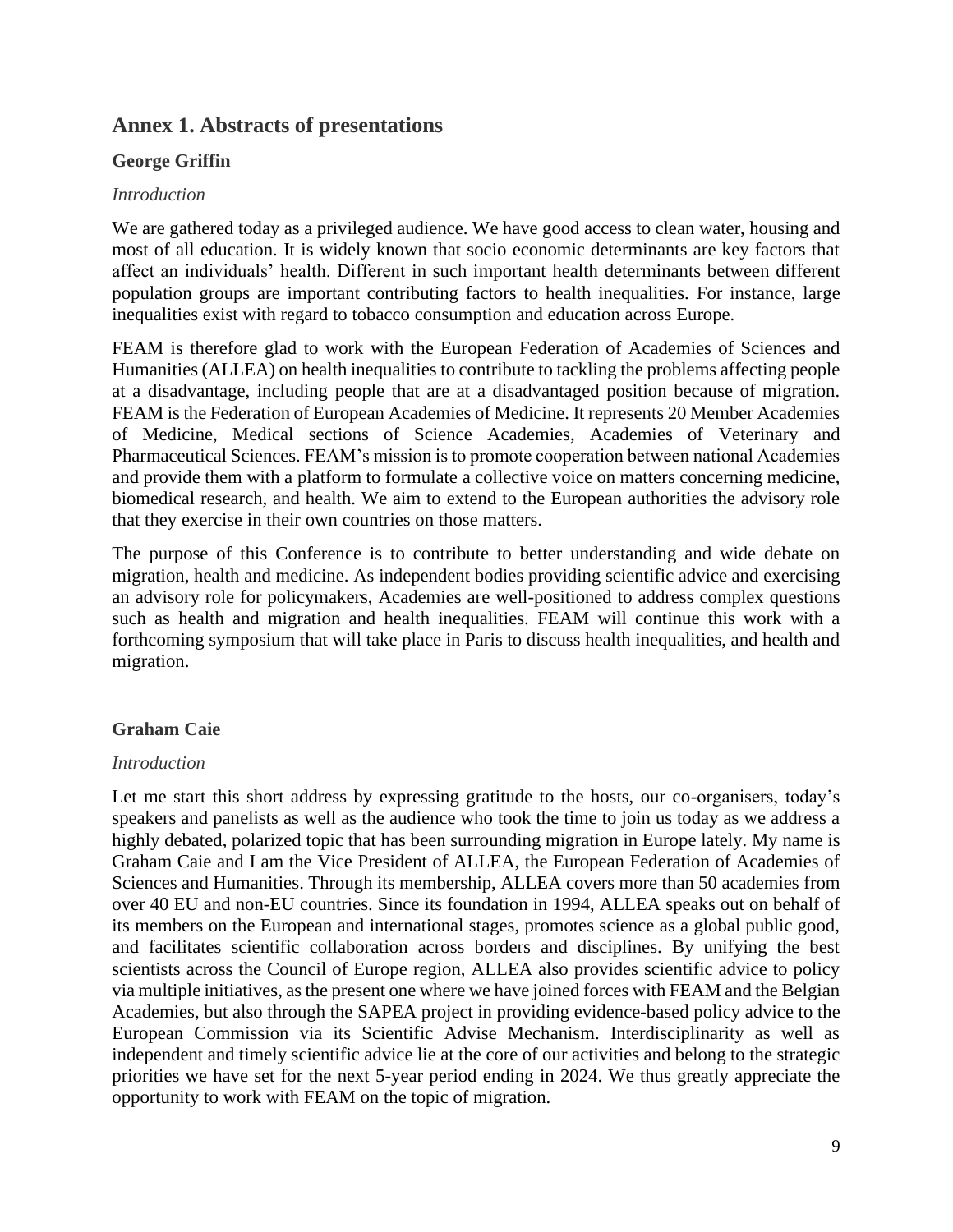## Annex 1. Abstracts of presentations

### George Griffin

*Introduction*

We are gathered today as a privileged audience. We have good access to clean water, housing and most of all education. It is widely known that socio economic determinants are key factors that affect an individuals' health. Different in such important health determinants between different population groups are important contributing factors to health inequalities. For instance, large inequalities exist with regard to tobacco consumption and education across Europe.

FEAM is therefore glad to work with the European Federation of Academies of Sciences and Humanities (ALLEA) on health inequalities to contribute to tackling the problems affecting people at a disadvantage, including people that are at a disadvantaged position because of migration. FEAM is the Federation of European Academies of Medicine. It represents 20 Member Academies of Medicine, Medical sections of Science Academies, Academies of Veterinary and Pharmaceutical Sciences. FEAM's mission is to promote cooperation between national Academies and provide them with a platform to formulate a collective voice on matters concerning medicine, biomedical research, and health. We aim to extend to the European authorities the advisory role that they exercise in their own countries on those matters.

The purpose of this Conference is to contribute to better understanding and wide debate on migration, health and medicine. As independent bodies providing scientific advice and exercising an advisory role for policymakers, Academies are well-positioned to address complex questions such as health and migration and health inequalities. FEAM will continue this work with a forthcoming symposium that will take place in Paris to discuss health inequalities, and health and migration.

### Graham Caie

*Introduction*

Let me start this short address by expressing gratitude to the hosts, our co-organisers, today's speakers and panelists as well as the audience who took the time to join us today as we address a highly debated, polarized topic that has been surrounding migration in Europe lately. My name is Graham Caie and I am the Vice President of ALLEA, the European Federation of Academies of Sciences and Humanities. Through its membership, ALLEA covers more than 50 academies from over 40 EU and non-EU countries. Since its foundation in 1994, ALLEA speaks out on behalf of its members on the European and international stages, promotes science as a global public good, and facilitates scientific collaboration across borders and disciplines. By unifying the best scientists across the Council of Europe region, ALLEA also provides scientific advice to policy via multiple initiatives, as the present one where we have joined forces with FEAM and the Belgian Academies, but also through the SAPEA project in providing evidence-based policy advice to the European Commission via its Scientific Advise Mechanism. Interdisciplinarity as well as independent and timely scientific advice lie at the core of our activities and belong to the strategic priorities we have set for the next 5-year period ending in 2024. We thus greatly appreciate the opportunity to work with FEAM on the topic of migration.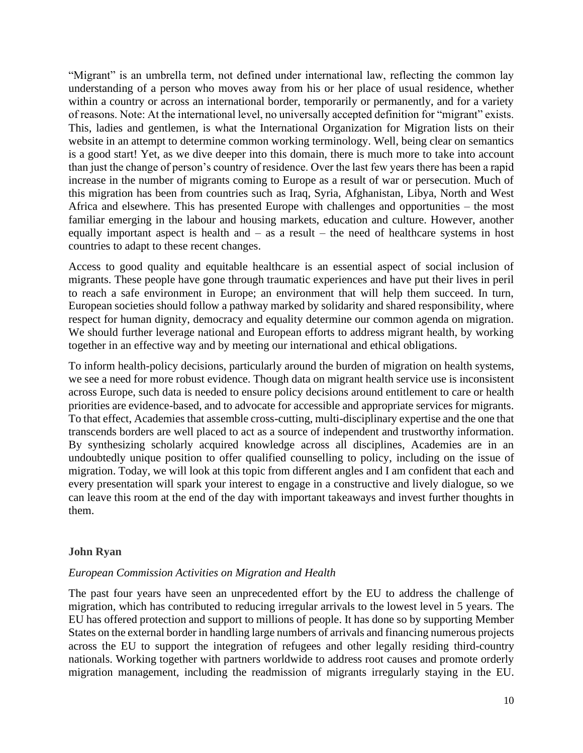"Migrant" is an umbrella term, not defined under international law, reflecting the common lay understanding of a person who moves away from his or her place of usual residence, whether within a country or across an international border, temporarily or permanently, and for a variety of reasons. Note: At the international level, no universally accepted definition for "migrant" exists. This, ladies and gentlemen, is what the International Organization for Migration lists on their website in an attempt to determine common working terminology. Well, being clear on semantics is a good start! Yet, as we dive deeper into this domain, there is much more to take into account than just the change of person's country of residence. Over the last few years there has been a rapid increase in the number of migrants coming to Europe as a result of war or persecution. Much of this migration has been from countries such as Iraq, Syria, Afghanistan, Libya, North and West Africa and elsewhere. This has presented Europe with challenges and opportunities – the most familiar emerging in the labour and housing markets, education and culture. However, another equally important aspect is health and – as a result – the need of healthcare systems in host countries to adapt to these recent changes.

Access to good quality and equitable healthcare is an essential aspect of social inclusion of migrants. These people have gone through traumatic experiences and have put their lives in peril to reach a safe environment in Europe; an environment that will help them succeed. In turn, European societies should follow a pathway marked by solidarity and shared responsibility, where respect for human dignity, democracy and equality determine our common agenda on migration. We should further leverage national and European efforts to address migrant health, by working together in an effective way and by meeting our international and ethical obligations.

To inform health-policy decisions, particularly around the burden of migration on health systems, we see a need for more robust evidence. Though data on migrant health service use is inconsistent across Europe, such data is needed to ensure policy decisions around entitlement to care or health priorities are evidence-based, and to advocate for accessible and appropriate services for migrants. To that effect, Academies that assemble cross-cutting, multi-disciplinary expertise and the one that transcends borders are well placed to act as a source of independent and trustworthy information. By synthesizing scholarly acquired knowledge across all disciplines, Academies are in an undoubtedly unique position to offer qualified counselling to policy, including on the issue of migration. Today, we will look at this topic from different angles and I am confident that each and every presentation will spark your interest to engage in a constructive and lively dialogue, so we can leave this room at the end of the day with important takeaways and invest further thoughts in them.

**John Ryan**

*European Commission Activities on Migration and Health*

The past four years have seen an unprecedented effort by the EU to address the challenge of migration, which has contributed to reducing irregular arrivals to the lowest level in 5 years. The EU has offered protection and support to millions of people. It has done so by supporting Member States on the external border in handling large numbers of arrivals and financing numerous projects across the EU to support the integration of refugees and other legally residing third-country nationals. Working together with partners worldwide to address root causes and promote orderly migration management, including the readmission of migrants irregularly staying in the EU.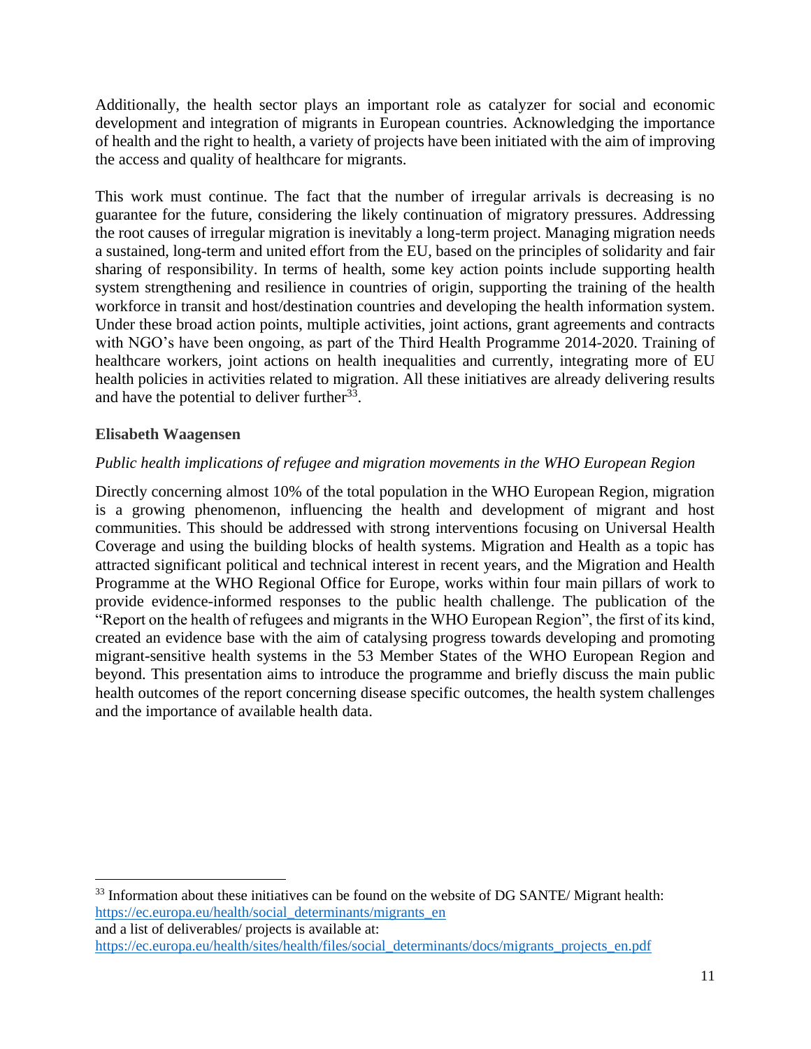Additionally, the health sector plays an important role as catalyzer for social and economic development and integration of migrants in European countries. Acknowledging the importance of health and the right to health, a variety of projects have been initiated with the aim of improving the access and quality of healthcare for migrants.

This work must continue. The fact that the number of irregular arrivals is decreasing is no guarantee for the future, considering the likely continuation of migratory pressures. Addressing the root causes of irregular migration is inevitably a long-term project. Managing migration needs a sustained, long-term and united effort from the EU, based on the principles of solidarity and fair sharing of responsibility. In terms of health, some key action points include supporting health system strengthening and resilience in countries of origin, supporting the training of the health workforce in transit and host/destination countries and developing the health information system. Under these broad action points, multiple activities, joint actions, grant agreements and contracts with NGO's have been ongoing, as part of the Third Health Programme 2014-2020. Training of healthcare workers, joint actions on health inequalities and currently, integrating more of EU health policies in activities related to migration. All these initiatives are already delivering results and have the potential to deliver further[33].

**Elisabeth Waagensen**

*Public health implications of refugee and migration movements in the WHO European Region*

Directly concerning almost 10% of the total population in the WHO European Region, migration is a growing phenomenon, influencing the health and development of migrant and host communities. This should be addressed with strong interventions focusing on Universal Health Coverage and using the building blocks of health systems. Migration and Health as a topic has attracted significant political and technical interest in recent years, and the Migration and Health Programme at the WHO Regional Office for Europe, works within four main pillars of work to provide evidence-informed responses to the public health challenge. The publication of the "Report on the health of refugees and migrants in the WHO European Region", the first of its kind, created an evidence base with the aim of catalysing progress towards developing and promoting migrant-sensitive health systems in the 53 Member States of the WHO European Region and beyond. This presentation aims to introduce the programme and briefly discuss the main public health outcomes of the report concerning disease specific outcomes, the health system challenges and the importance of available health data.

---

[33] Information about these initiatives can be found on the website of DG SANTE/ Migrant health: https://ec.europa.eu/health/social_determinants/migrants_en
and a list of deliverables/ projects is available at:
https://ec.europa.eu/health/sites/health/files/social_determinants/docs/migrants_projects_en.pdf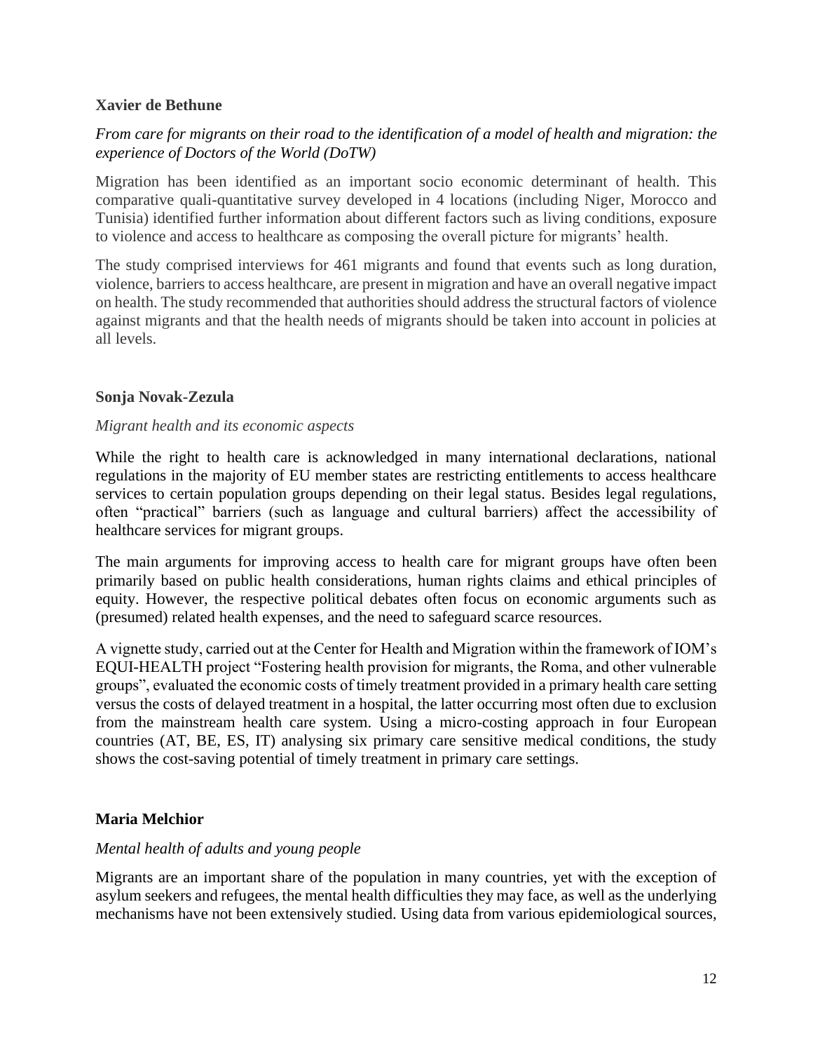**Xavier de Bethune**

*From care for migrants on their road to the identification of a model of health and migration: the experience of Doctors of the World (DoTW)*

Migration has been identified as an important socio economic determinant of health. This comparative quali-quantitative survey developed in 4 locations (including Niger, Morocco and Tunisia) identified further information about different factors such as living conditions, exposure to violence and access to healthcare as composing the overall picture for migrants' health.

The study comprised interviews for 461 migrants and found that events such as long duration, violence, barriers to access healthcare, are present in migration and have an overall negative impact on health. The study recommended that authorities should address the structural factors of violence against migrants and that the health needs of migrants should be taken into account in policies at all levels.

**Sonja Novak-Zezula**

*Migrant health and its economic aspects*

While the right to health care is acknowledged in many international declarations, national regulations in the majority of EU member states are restricting entitlements to access healthcare services to certain population groups depending on their legal status. Besides legal regulations, often "practical" barriers (such as language and cultural barriers) affect the accessibility of healthcare services for migrant groups.

The main arguments for improving access to health care for migrant groups have often been primarily based on public health considerations, human rights claims and ethical principles of equity. However, the respective political debates often focus on economic arguments such as (presumed) related health expenses, and the need to safeguard scarce resources.

A vignette study, carried out at the Center for Health and Migration within the framework of IOM's EQUI-HEALTH project "Fostering health provision for migrants, the Roma, and other vulnerable groups", evaluated the economic costs of timely treatment provided in a primary health care setting versus the costs of delayed treatment in a hospital, the latter occurring most often due to exclusion from the mainstream health care system. Using a micro-costing approach in four European countries (AT, BE, ES, IT) analysing six primary care sensitive medical conditions, the study shows the cost-saving potential of timely treatment in primary care settings.

**Maria Melchior**

*Mental health of adults and young people*

Migrants are an important share of the population in many countries, yet with the exception of asylum seekers and refugees, the mental health difficulties they may face, as well as the underlying mechanisms have not been extensively studied. Using data from various epidemiological sources,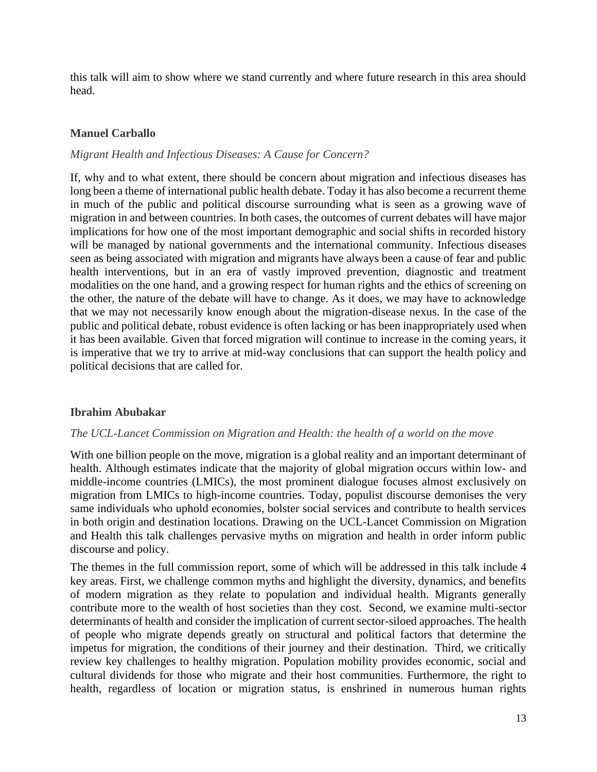this talk will aim to show where we stand currently and where future research in this area should head.

**Manuel Carballo**

*Migrant Health and Infectious Diseases: A Cause for Concern?*

If, why and to what extent, there should be concern about migration and infectious diseases has long been a theme of international public health debate. Today it has also become a recurrent theme in much of the public and political discourse surrounding what is seen as a growing wave of migration in and between countries. In both cases, the outcomes of current debates will have major implications for how one of the most important demographic and social shifts in recorded history will be managed by national governments and the international community. Infectious diseases seen as being associated with migration and migrants have always been a cause of fear and public health interventions, but in an era of vastly improved prevention, diagnostic and treatment modalities on the one hand, and a growing respect for human rights and the ethics of screening on the other, the nature of the debate will have to change. As it does, we may have to acknowledge that we may not necessarily know enough about the migration-disease nexus. In the case of the public and political debate, robust evidence is often lacking or has been inappropriately used when it has been available. Given that forced migration will continue to increase in the coming years, it is imperative that we try to arrive at mid-way conclusions that can support the health policy and political decisions that are called for.

**Ibrahim Abubakar**

*The UCL-Lancet Commission on Migration and Health: the health of a world on the move*

With one billion people on the move, migration is a global reality and an important determinant of health. Although estimates indicate that the majority of global migration occurs within low- and middle-income countries (LMICs), the most prominent dialogue focuses almost exclusively on migration from LMICs to high-income countries. Today, populist discourse demonises the very same individuals who uphold economies, bolster social services and contribute to health services in both origin and destination locations. Drawing on the UCL-Lancet Commission on Migration and Health this talk challenges pervasive myths on migration and health in order inform public discourse and policy.

The themes in the full commission report, some of which will be addressed in this talk include 4 key areas. First, we challenge common myths and highlight the diversity, dynamics, and benefits of modern migration as they relate to population and individual health. Migrants generally contribute more to the wealth of host societies than they cost. Second, we examine multi-sector determinants of health and consider the implication of current sector-siloed approaches. The health of people who migrate depends greatly on structural and political factors that determine the impetus for migration, the conditions of their journey and their destination. Third, we critically review key challenges to healthy migration. Population mobility provides economic, social and cultural dividends for those who migrate and their host communities. Furthermore, the right to health, regardless of location or migration status, is enshrined in numerous human rights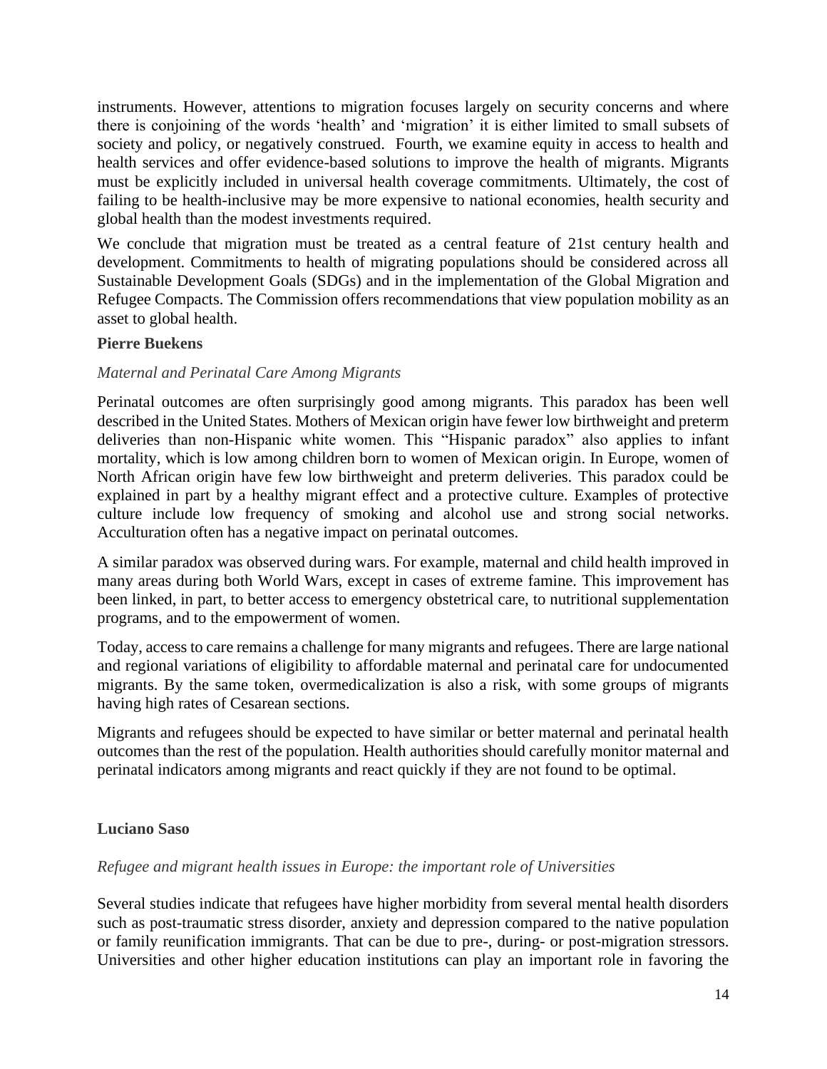instruments. However, attentions to migration focuses largely on security concerns and where there is conjoining of the words ‘health’ and ‘migration’ it is either limited to small subsets of society and policy, or negatively construed. Fourth, we examine equity in access to health and health services and offer evidence-based solutions to improve the health of migrants. Migrants must be explicitly included in universal health coverage commitments. Ultimately, the cost of failing to be health-inclusive may be more expensive to national economies, health security and global health than the modest investments required.

We conclude that migration must be treated as a central feature of 21st century health and development. Commitments to health of migrating populations should be considered across all Sustainable Development Goals (SDGs) and in the implementation of the Global Migration and Refugee Compacts. The Commission offers recommendations that view population mobility as an asset to global health.

**Pierre Buekens**

*Maternal and Perinatal Care Among Migrants*

Perinatal outcomes are often surprisingly good among migrants. This paradox has been well described in the United States. Mothers of Mexican origin have fewer low birthweight and preterm deliveries than non-Hispanic white women. This “Hispanic paradox” also applies to infant mortality, which is low among children born to women of Mexican origin. In Europe, women of North African origin have few low birthweight and preterm deliveries. This paradox could be explained in part by a healthy migrant effect and a protective culture. Examples of protective culture include low frequency of smoking and alcohol use and strong social networks. Acculturation often has a negative impact on perinatal outcomes.

A similar paradox was observed during wars. For example, maternal and child health improved in many areas during both World Wars, except in cases of extreme famine. This improvement has been linked, in part, to better access to emergency obstetrical care, to nutritional supplementation programs, and to the empowerment of women.

Today, access to care remains a challenge for many migrants and refugees. There are large national and regional variations of eligibility to affordable maternal and perinatal care for undocumented migrants. By the same token, overmedicalization is also a risk, with some groups of migrants having high rates of Cesarean sections.

Migrants and refugees should be expected to have similar or better maternal and perinatal health outcomes than the rest of the population. Health authorities should carefully monitor maternal and perinatal indicators among migrants and react quickly if they are not found to be optimal.

**Luciano Saso**

*Refugee and migrant health issues in Europe: the important role of Universities*

Several studies indicate that refugees have higher morbidity from several mental health disorders such as post-traumatic stress disorder, anxiety and depression compared to the native population or family reunification immigrants. That can be due to pre-, during- or post-migration stressors. Universities and other higher education institutions can play an important role in favoring the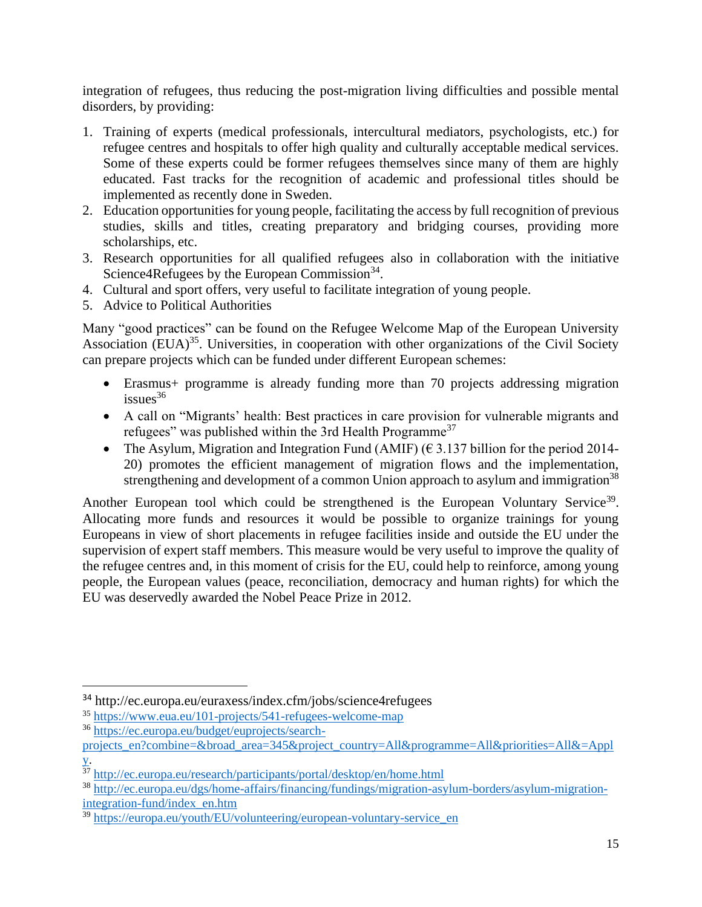integration of refugees, thus reducing the post-migration living difficulties and possible mental disorders, by providing:

1. Training of experts (medical professionals, intercultural mediators, psychologists, etc.) for refugee centres and hospitals to offer high quality and culturally acceptable medical services. Some of these experts could be former refugees themselves since many of them are highly educated. Fast tracks for the recognition of academic and professional titles should be implemented as recently done in Sweden.
2. Education opportunities for young people, facilitating the access by full recognition of previous studies, skills and titles, creating preparatory and bridging courses, providing more scholarships, etc.
3. Research opportunities for all qualified refugees also in collaboration with the initiative Science4Refugees by the European Commission[34].
4. Cultural and sport offers, very useful to facilitate integration of young people.
5. Advice to Political Authorities

Many "good practices" can be found on the Refugee Welcome Map of the European University Association (EUA)[35]. Universities, in cooperation with other organizations of the Civil Society can prepare projects which can be funded under different European schemes:

- Erasmus+ programme is already funding more than 70 projects addressing migration issues[36]
- A call on "Migrants' health: Best practices in care provision for vulnerable migrants and refugees" was published within the 3rd Health Programme[37]
- The Asylum, Migration and Integration Fund (AMIF) (€ 3.137 billion for the period 2014-20) promotes the efficient management of migration flows and the implementation, strengthening and development of a common Union approach to asylum and immigration[38]

Another European tool which could be strengthened is the European Voluntary Service[39]. Allocating more funds and resources it would be possible to organize trainings for young Europeans in view of short placements in refugee facilities inside and outside the EU under the supervision of expert staff members. This measure would be very useful to improve the quality of the refugee centres and, in this moment of crisis for the EU, could help to reinforce, among young people, the European values (peace, reconciliation, democracy and human rights) for which the EU was deservedly awarded the Nobel Peace Prize in 2012.

---

[34] http://ec.europa.eu/euraxess/index.cfm/jobs/science4refugees

[35] https://www.eua.eu/101-projects/541-refugees-welcome-map

[36] https://ec.europa.eu/budget/euprojects/search-projects_en?combine=&broad_area=345&project_country=All&programme=All&priorities=All&=Apply.

[37] http://ec.europa.eu/research/participants/portal/desktop/en/home.html

[38] http://ec.europa.eu/dgs/home-affairs/financing/fundings/migration-asylum-borders/asylum-migration-integration-fund/index_en.htm

[39] https://europa.eu/youth/EU/volunteering/european-voluntary-service_en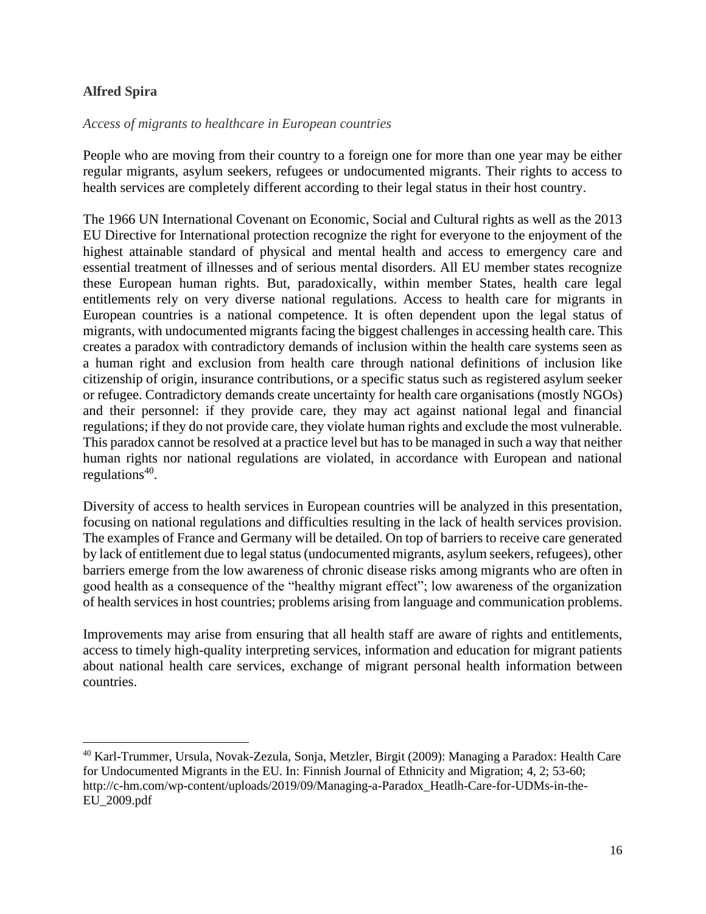**Alfred Spira**

*Access of migrants to healthcare in European countries*

People who are moving from their country to a foreign one for more than one year may be either regular migrants, asylum seekers, refugees or undocumented migrants. Their rights to access to health services are completely different according to their legal status in their host country.

The 1966 UN International Covenant on Economic, Social and Cultural rights as well as the 2013 EU Directive for International protection recognize the right for everyone to the enjoyment of the highest attainable standard of physical and mental health and access to emergency care and essential treatment of illnesses and of serious mental disorders. All EU member states recognize these European human rights. But, paradoxically, within member States, health care legal entitlements rely on very diverse national regulations. Access to health care for migrants in European countries is a national competence. It is often dependent upon the legal status of migrants, with undocumented migrants facing the biggest challenges in accessing health care. This creates a paradox with contradictory demands of inclusion within the health care systems seen as a human right and exclusion from health care through national definitions of inclusion like citizenship of origin, insurance contributions, or a specific status such as registered asylum seeker or refugee. Contradictory demands create uncertainty for health care organisations (mostly NGOs) and their personnel: if they provide care, they may act against national legal and financial regulations; if they do not provide care, they violate human rights and exclude the most vulnerable. This paradox cannot be resolved at a practice level but has to be managed in such a way that neither human rights nor national regulations are violated, in accordance with European and national regulations[40].

Diversity of access to health services in European countries will be analyzed in this presentation, focusing on national regulations and difficulties resulting in the lack of health services provision. The examples of France and Germany will be detailed. On top of barriers to receive care generated by lack of entitlement due to legal status (undocumented migrants, asylum seekers, refugees), other barriers emerge from the low awareness of chronic disease risks among migrants who are often in good health as a consequence of the "healthy migrant effect"; low awareness of the organization of health services in host countries; problems arising from language and communication problems.

Improvements may arise from ensuring that all health staff are aware of rights and entitlements, access to timely high-quality interpreting services, information and education for migrant patients about national health care services, exchange of migrant personal health information between countries.

---

[40] Karl-Trummer, Ursula, Novak-Zezula, Sonja, Metzler, Birgit (2009): Managing a Paradox: Health Care for Undocumented Migrants in the EU. In: Finnish Journal of Ethnicity and Migration; 4, 2; 53-60; http://c-hm.com/wp-content/uploads/2019/09/Managing-a-Paradox_Heatlh-Care-for-UDMs-in-the-EU_2009.pdf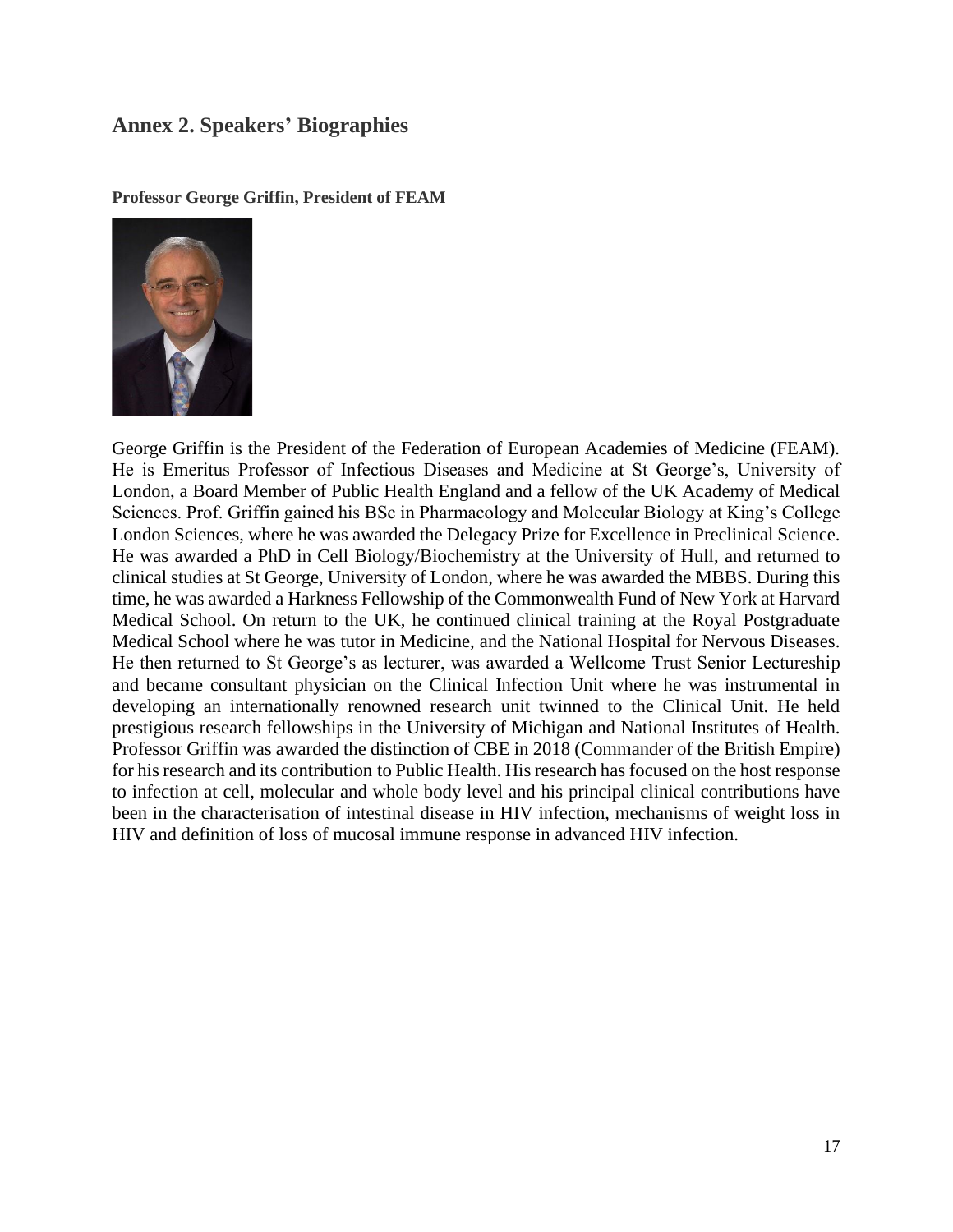## Annex 2. Speakers' Biographies

**Professor George Griffin, President of FEAM**

George Griffin is the President of the Federation of European Academies of Medicine (FEAM). He is Emeritus Professor of Infectious Diseases and Medicine at St George's, University of London, a Board Member of Public Health England and a fellow of the UK Academy of Medical Sciences. Prof. Griffin gained his BSc in Pharmacology and Molecular Biology at King's College London Sciences, where he was awarded the Delegacy Prize for Excellence in Preclinical Science. He was awarded a PhD in Cell Biology/Biochemistry at the University of Hull, and returned to clinical studies at St George, University of London, where he was awarded the MBBS. During this time, he was awarded a Harkness Fellowship of the Commonwealth Fund of New York at Harvard Medical School. On return to the UK, he continued clinical training at the Royal Postgraduate Medical School where he was tutor in Medicine, and the National Hospital for Nervous Diseases. He then returned to St George's as lecturer, was awarded a Wellcome Trust Senior Lectureship and became consultant physician on the Clinical Infection Unit where he was instrumental in developing an internationally renowned research unit twinned to the Clinical Unit. He held prestigious research fellowships in the University of Michigan and National Institutes of Health. Professor Griffin was awarded the distinction of CBE in 2018 (Commander of the British Empire) for his research and its contribution to Public Health. His research has focused on the host response to infection at cell, molecular and whole body level and his principal clinical contributions have been in the characterisation of intestinal disease in HIV infection, mechanisms of weight loss in HIV and definition of loss of mucosal immune response in advanced HIV infection.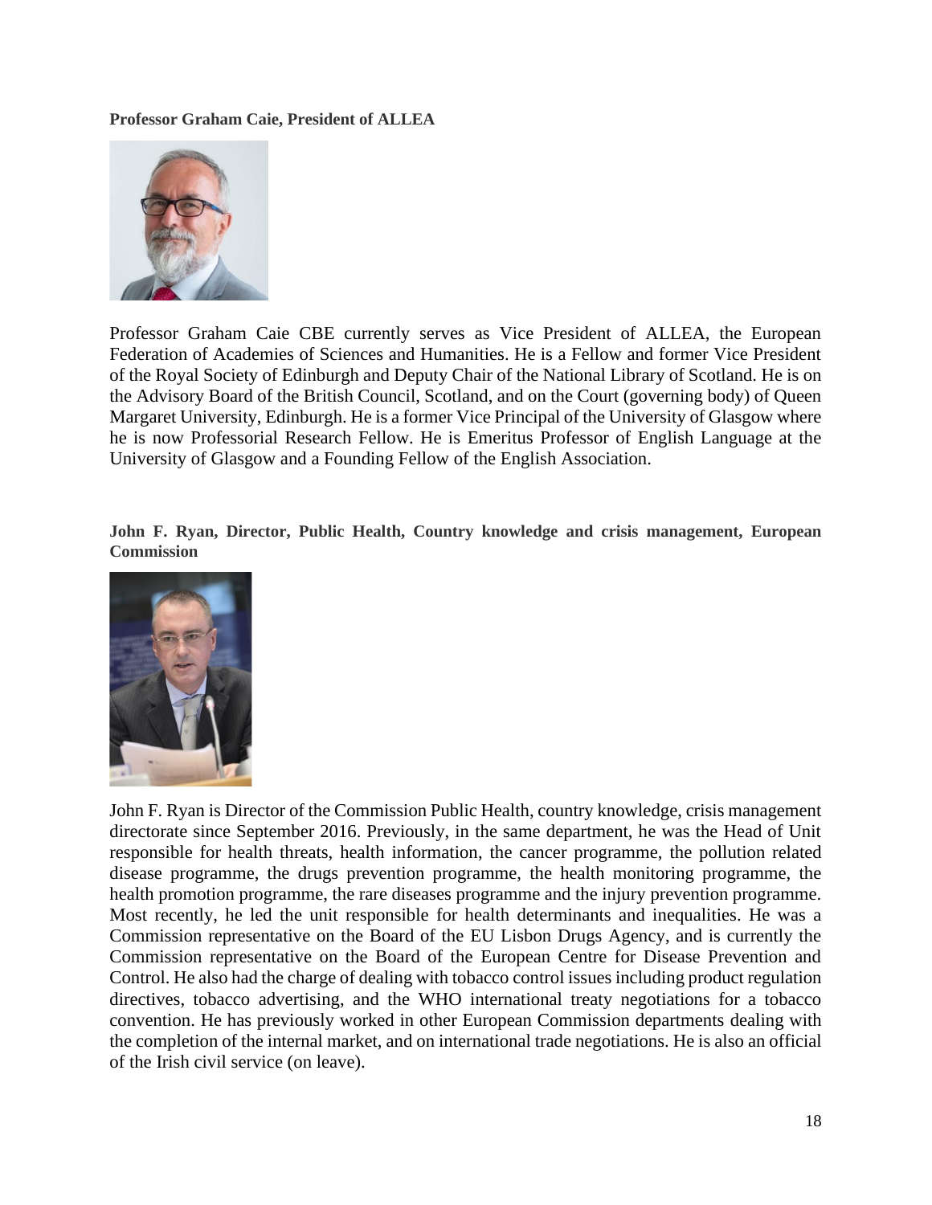**Professor Graham Caie, President of ALLEA**

Professor Graham Caie CBE currently serves as Vice President of ALLEA, the European Federation of Academies of Sciences and Humanities. He is a Fellow and former Vice President of the Royal Society of Edinburgh and Deputy Chair of the National Library of Scotland. He is on the Advisory Board of the British Council, Scotland, and on the Court (governing body) of Queen Margaret University, Edinburgh. He is a former Vice Principal of the University of Glasgow where he is now Professorial Research Fellow. He is Emeritus Professor of English Language at the University of Glasgow and a Founding Fellow of the English Association.

**John F. Ryan, Director, Public Health, Country knowledge and crisis management, European Commission**

John F. Ryan is Director of the Commission Public Health, country knowledge, crisis management directorate since September 2016. Previously, in the same department, he was the Head of Unit responsible for health threats, health information, the cancer programme, the pollution related disease programme, the drugs prevention programme, the health monitoring programme, the health promotion programme, the rare diseases programme and the injury prevention programme. Most recently, he led the unit responsible for health determinants and inequalities. He was a Commission representative on the Board of the EU Lisbon Drugs Agency, and is currently the Commission representative on the Board of the European Centre for Disease Prevention and Control. He also had the charge of dealing with tobacco control issues including product regulation directives, tobacco advertising, and the WHO international treaty negotiations for a tobacco convention. He has previously worked in other European Commission departments dealing with the completion of the internal market, and on international trade negotiations. He is also an official of the Irish civil service (on leave).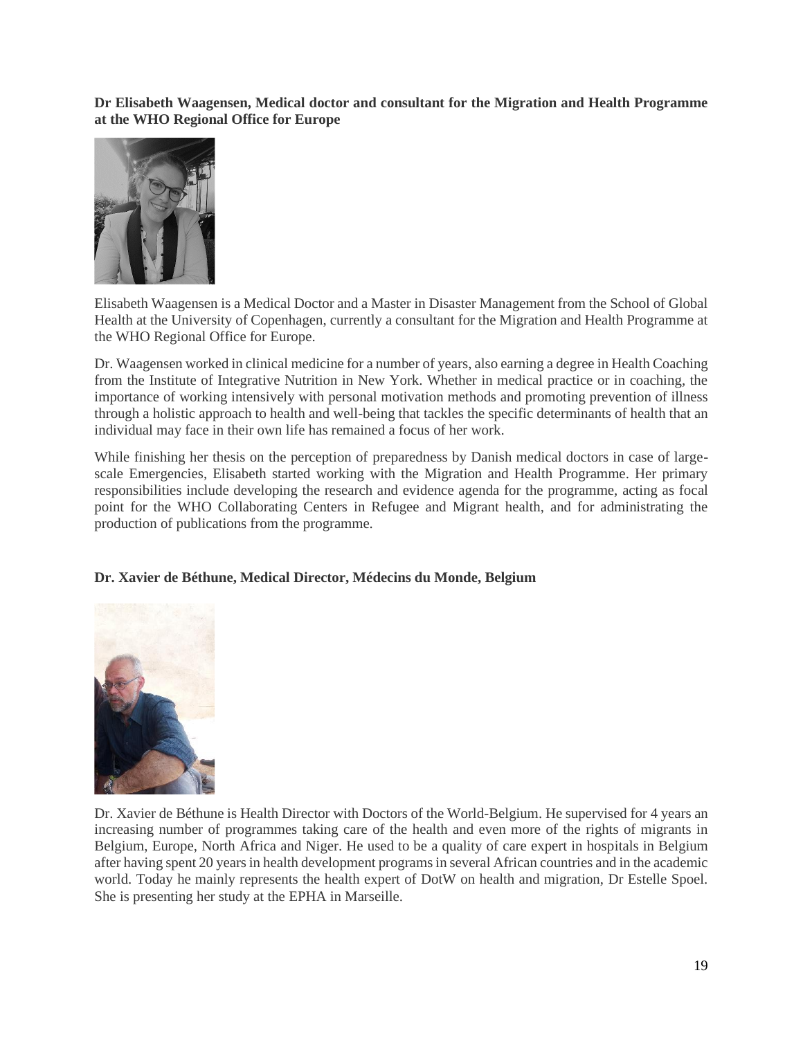**Dr Elisabeth Waagensen, Medical doctor and consultant for the Migration and Health Programme at the WHO Regional Office for Europe**

Elisabeth Waagensen is a Medical Doctor and a Master in Disaster Management from the School of Global Health at the University of Copenhagen, currently a consultant for the Migration and Health Programme at the WHO Regional Office for Europe.

Dr. Waagensen worked in clinical medicine for a number of years, also earning a degree in Health Coaching from the Institute of Integrative Nutrition in New York. Whether in medical practice or in coaching, the importance of working intensively with personal motivation methods and promoting prevention of illness through a holistic approach to health and well-being that tackles the specific determinants of health that an individual may face in their own life has remained a focus of her work.

While finishing her thesis on the perception of preparedness by Danish medical doctors in case of large-scale Emergencies, Elisabeth started working with the Migration and Health Programme. Her primary responsibilities include developing the research and evidence agenda for the programme, acting as focal point for the WHO Collaborating Centers in Refugee and Migrant health, and for administrating the production of publications from the programme.

**Dr. Xavier de Béthune, Medical Director, Médecins du Monde, Belgium**

Dr. Xavier de Béthune is Health Director with Doctors of the World-Belgium. He supervised for 4 years an increasing number of programmes taking care of the health and even more of the rights of migrants in Belgium, Europe, North Africa and Niger. He used to be a quality of care expert in hospitals in Belgium after having spent 20 years in health development programs in several African countries and in the academic world. Today he mainly represents the health expert of DotW on health and migration, Dr Estelle Spoel. She is presenting her study at the EPHA in Marseille.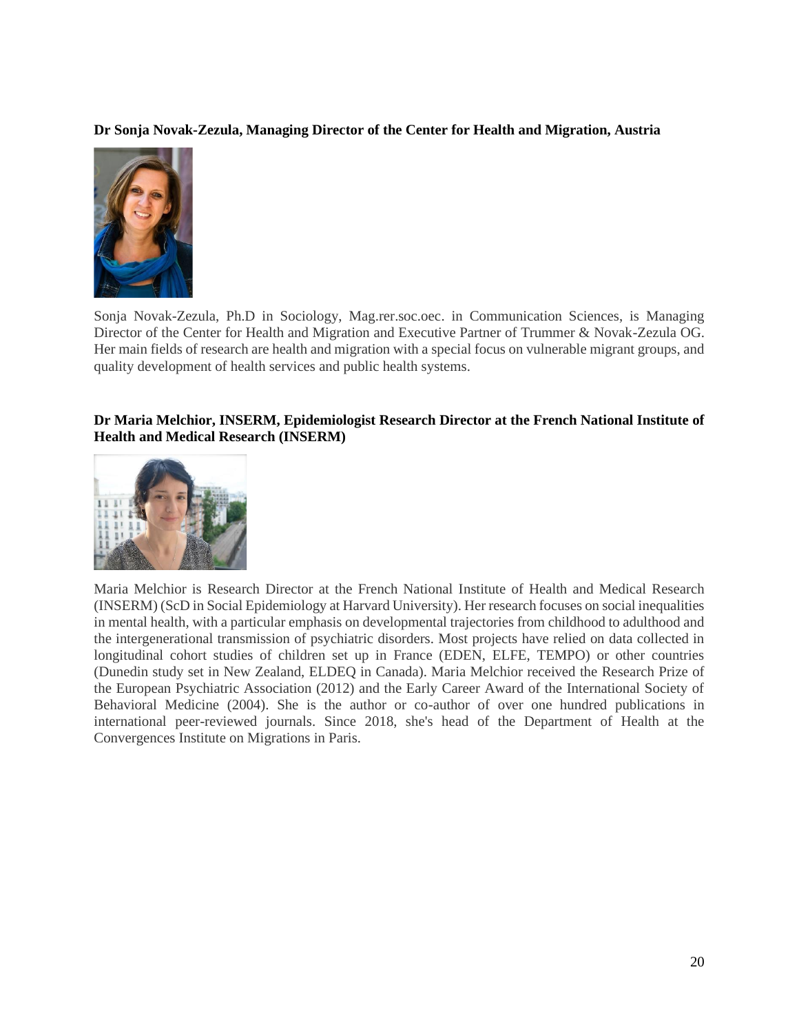**Dr Sonja Novak-Zezula, Managing Director of the Center for Health and Migration, Austria**

Sonja Novak-Zezula, Ph.D in Sociology, Mag.rer.soc.oec. in Communication Sciences, is Managing Director of the Center for Health and Migration and Executive Partner of Trummer & Novak-Zezula OG. Her main fields of research are health and migration with a special focus on vulnerable migrant groups, and quality development of health services and public health systems.

**Dr Maria Melchior, INSERM, Epidemiologist Research Director at the French National Institute of Health and Medical Research (INSERM)**

Maria Melchior is Research Director at the French National Institute of Health and Medical Research (INSERM) (ScD in Social Epidemiology at Harvard University). Her research focuses on social inequalities in mental health, with a particular emphasis on developmental trajectories from childhood to adulthood and the intergenerational transmission of psychiatric disorders. Most projects have relied on data collected in longitudinal cohort studies of children set up in France (EDEN, ELFE, TEMPO) or other countries (Dunedin study set in New Zealand, ELDEQ in Canada). Maria Melchior received the Research Prize of the European Psychiatric Association (2012) and the Early Career Award of the International Society of Behavioral Medicine (2004). She is the author or co-author of over one hundred publications in international peer-reviewed journals. Since 2018, she's head of the Department of Health at the Convergences Institute on Migrations in Paris.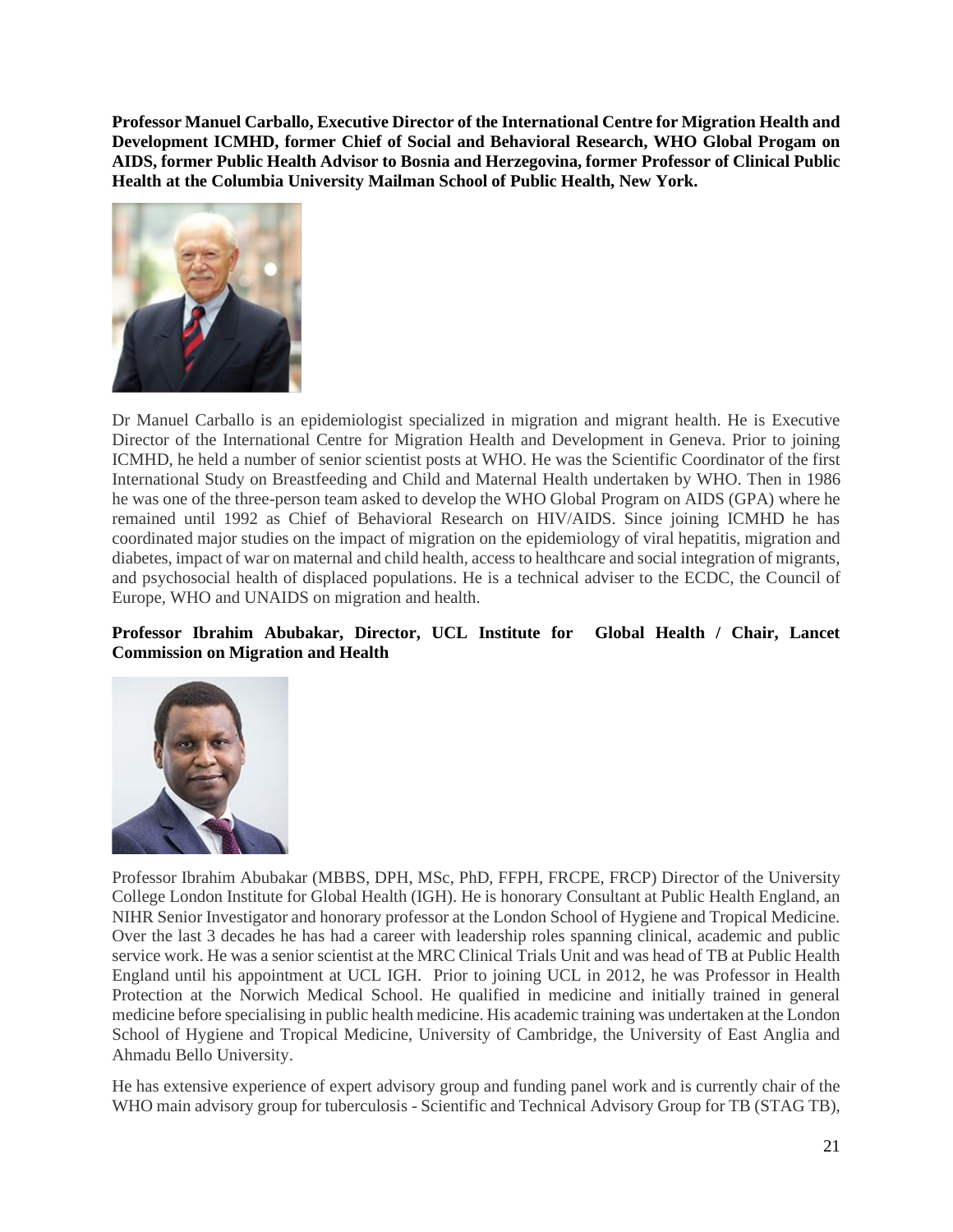**Professor Manuel Carballo, Executive Director of the International Centre for Migration Health and Development ICMHD, former Chief of Social and Behavioral Research, WHO Global Progam on AIDS, former Public Health Advisor to Bosnia and Herzegovina, former Professor of Clinical Public Health at the Columbia University Mailman School of Public Health, New York.**

Dr Manuel Carballo is an epidemiologist specialized in migration and migrant health. He is Executive Director of the International Centre for Migration Health and Development in Geneva. Prior to joining ICMHD, he held a number of senior scientist posts at WHO. He was the Scientific Coordinator of the first International Study on Breastfeeding and Child and Maternal Health undertaken by WHO. Then in 1986 he was one of the three-person team asked to develop the WHO Global Program on AIDS (GPA) where he remained until 1992 as Chief of Behavioral Research on HIV/AIDS. Since joining ICMHD he has coordinated major studies on the impact of migration on the epidemiology of viral hepatitis, migration and diabetes, impact of war on maternal and child health, access to healthcare and social integration of migrants, and psychosocial health of displaced populations. He is a technical adviser to the ECDC, the Council of Europe, WHO and UNAIDS on migration and health.

**Professor Ibrahim Abubakar, Director, UCL Institute for Global Health / Chair, Lancet Commission on Migration and Health**

Professor Ibrahim Abubakar (MBBS, DPH, MSc, PhD, FFPH, FRCPE, FRCP) Director of the University College London Institute for Global Health (IGH). He is honorary Consultant at Public Health England, an NIHR Senior Investigator and honorary professor at the London School of Hygiene and Tropical Medicine. Over the last 3 decades he has had a career with leadership roles spanning clinical, academic and public service work. He was a senior scientist at the MRC Clinical Trials Unit and was head of TB at Public Health England until his appointment at UCL IGH. Prior to joining UCL in 2012, he was Professor in Health Protection at the Norwich Medical School. He qualified in medicine and initially trained in general medicine before specialising in public health medicine. His academic training was undertaken at the London School of Hygiene and Tropical Medicine, University of Cambridge, the University of East Anglia and Ahmadu Bello University.

He has extensive experience of expert advisory group and funding panel work and is currently chair of the WHO main advisory group for tuberculosis - Scientific and Technical Advisory Group for TB (STAG TB),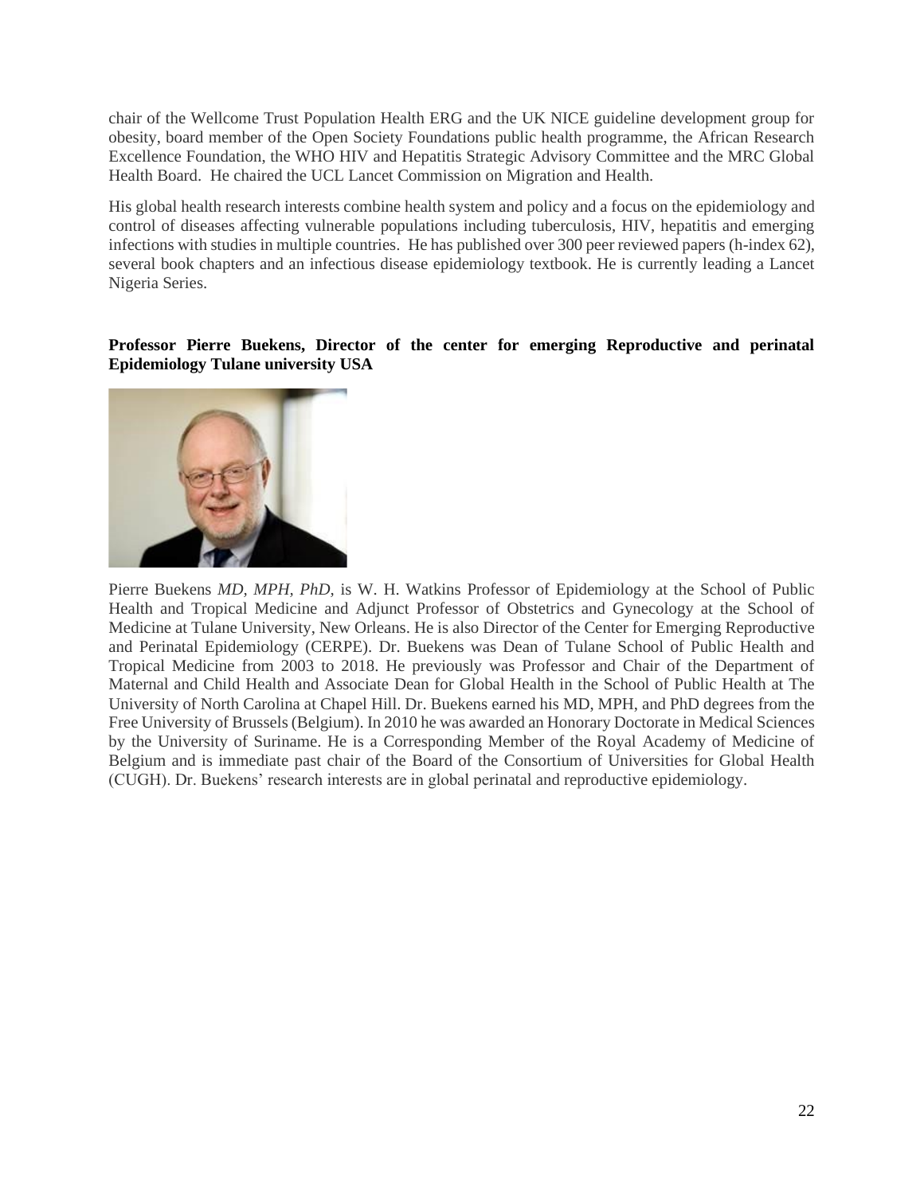chair of the Wellcome Trust Population Health ERG and the UK NICE guideline development group for obesity, board member of the Open Society Foundations public health programme, the African Research Excellence Foundation, the WHO HIV and Hepatitis Strategic Advisory Committee and the MRC Global Health Board. He chaired the UCL Lancet Commission on Migration and Health.

His global health research interests combine health system and policy and a focus on the epidemiology and control of diseases affecting vulnerable populations including tuberculosis, HIV, hepatitis and emerging infections with studies in multiple countries. He has published over 300 peer reviewed papers (h-index 62), several book chapters and an infectious disease epidemiology textbook. He is currently leading a Lancet Nigeria Series.

**Professor Pierre Buekens, Director of the center for emerging Reproductive and perinatal Epidemiology Tulane university USA**

Pierre Buekens *MD, MPH, PhD*, is W. H. Watkins Professor of Epidemiology at the School of Public Health and Tropical Medicine and Adjunct Professor of Obstetrics and Gynecology at the School of Medicine at Tulane University, New Orleans. He is also Director of the Center for Emerging Reproductive and Perinatal Epidemiology (CERPE). Dr. Buekens was Dean of Tulane School of Public Health and Tropical Medicine from 2003 to 2018. He previously was Professor and Chair of the Department of Maternal and Child Health and Associate Dean for Global Health in the School of Public Health at The University of North Carolina at Chapel Hill. Dr. Buekens earned his MD, MPH, and PhD degrees from the Free University of Brussels (Belgium). In 2010 he was awarded an Honorary Doctorate in Medical Sciences by the University of Suriname. He is a Corresponding Member of the Royal Academy of Medicine of Belgium and is immediate past chair of the Board of the Consortium of Universities for Global Health (CUGH). Dr. Buekens' research interests are in global perinatal and reproductive epidemiology.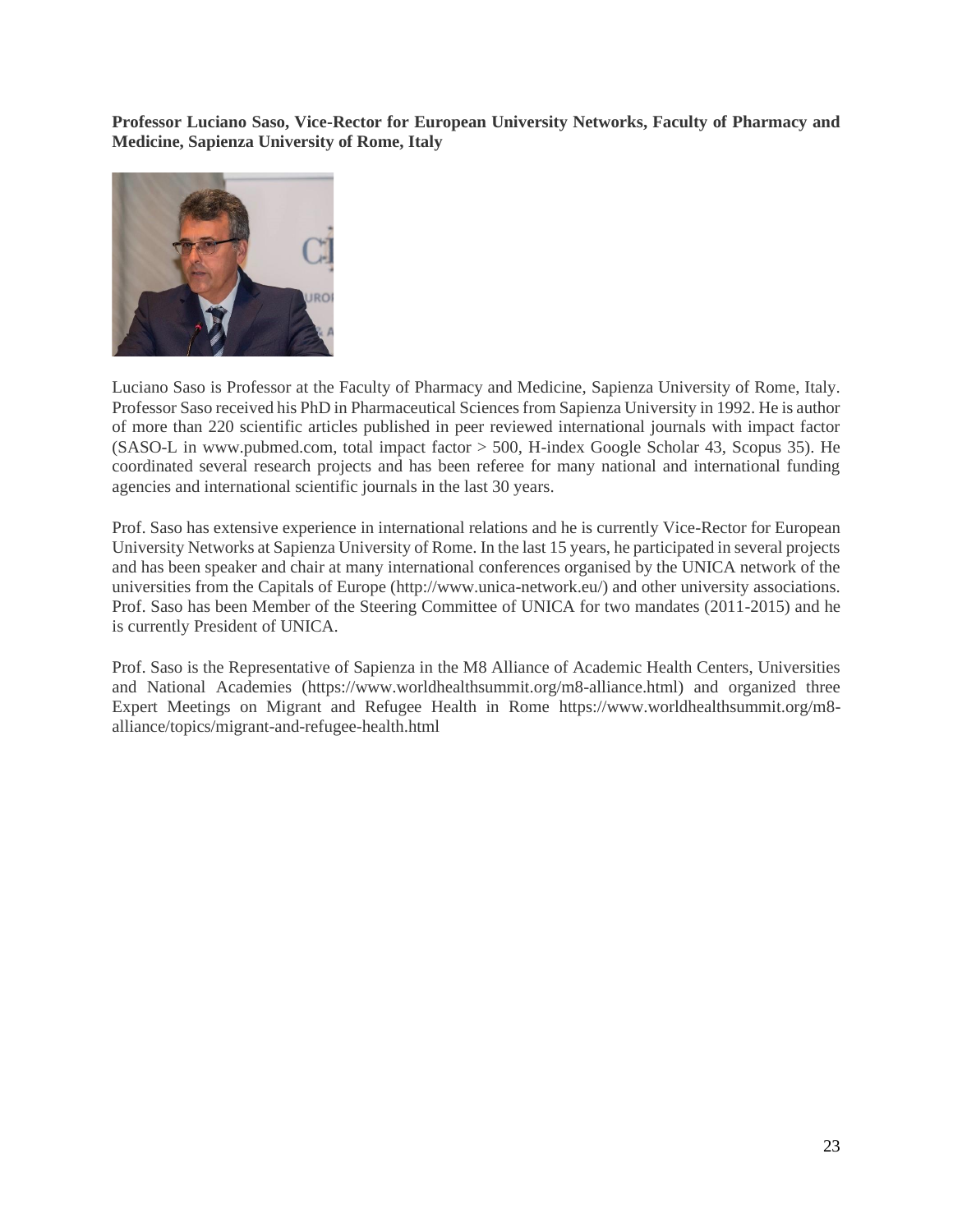**Professor Luciano Saso, Vice-Rector for European University Networks, Faculty of Pharmacy and Medicine, Sapienza University of Rome, Italy**

Luciano Saso is Professor at the Faculty of Pharmacy and Medicine, Sapienza University of Rome, Italy. Professor Saso received his PhD in Pharmaceutical Sciences from Sapienza University in 1992. He is author of more than 220 scientific articles published in peer reviewed international journals with impact factor (SASO-L in www.pubmed.com, total impact factor > 500, H-index Google Scholar 43, Scopus 35). He coordinated several research projects and has been referee for many national and international funding agencies and international scientific journals in the last 30 years.

Prof. Saso has extensive experience in international relations and he is currently Vice-Rector for European University Networks at Sapienza University of Rome. In the last 15 years, he participated in several projects and has been speaker and chair at many international conferences organised by the UNICA network of the universities from the Capitals of Europe (http://www.unica-network.eu/) and other university associations. Prof. Saso has been Member of the Steering Committee of UNICA for two mandates (2011-2015) and he is currently President of UNICA.

Prof. Saso is the Representative of Sapienza in the M8 Alliance of Academic Health Centers, Universities and National Academies (https://www.worldhealthsummit.org/m8-alliance.html) and organized three Expert Meetings on Migrant and Refugee Health in Rome https://www.worldhealthsummit.org/m8-alliance/topics/migrant-and-refugee-health.html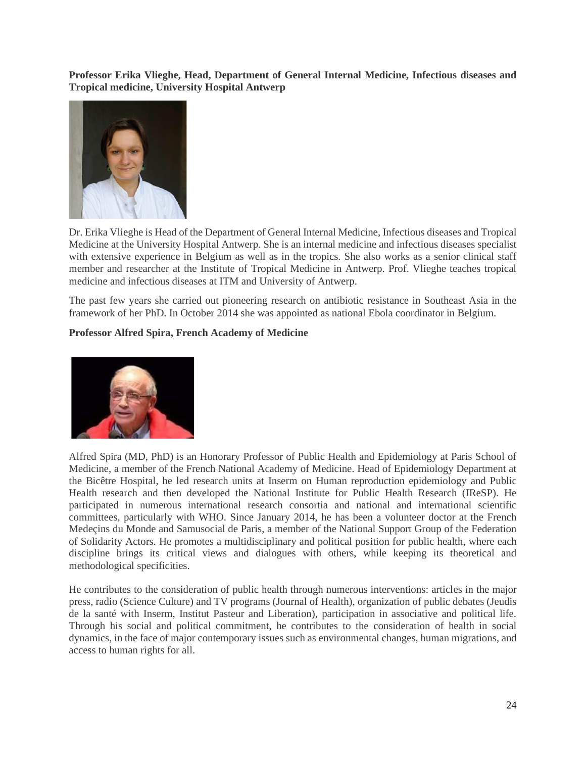**Professor Erika Vlieghe, Head, Department of General Internal Medicine, Infectious diseases and Tropical medicine, University Hospital Antwerp**

Dr. Erika Vlieghe is Head of the Department of General Internal Medicine, Infectious diseases and Tropical Medicine at the University Hospital Antwerp. She is an internal medicine and infectious diseases specialist with extensive experience in Belgium as well as in the tropics. She also works as a senior clinical staff member and researcher at the Institute of Tropical Medicine in Antwerp. Prof. Vlieghe teaches tropical medicine and infectious diseases at ITM and University of Antwerp.

The past few years she carried out pioneering research on antibiotic resistance in Southeast Asia in the framework of her PhD. In October 2014 she was appointed as national Ebola coordinator in Belgium.

**Professor Alfred Spira, French Academy of Medicine**

Alfred Spira (MD, PhD) is an Honorary Professor of Public Health and Epidemiology at Paris School of Medicine, a member of the French National Academy of Medicine. Head of Epidemiology Department at the Bicêtre Hospital, he led research units at Inserm on Human reproduction epidemiology and Public Health research and then developed the National Institute for Public Health Research (IReSP). He participated in numerous international research consortia and national and international scientific committees, particularly with WHO. Since January 2014, he has been a volunteer doctor at the French Medeçins du Monde and Samusocial de Paris, a member of the National Support Group of the Federation of Solidarity Actors. He promotes a multidisciplinary and political position for public health, where each discipline brings its critical views and dialogues with others, while keeping its theoretical and methodological specificities.

He contributes to the consideration of public health through numerous interventions: articles in the major press, radio (Science Culture) and TV programs (Journal of Health), organization of public debates (Jeudis de la santé with Inserm, Institut Pasteur and Liberation), participation in associative and political life. Through his social and political commitment, he contributes to the consideration of health in social dynamics, in the face of major contemporary issues such as environmental changes, human migrations, and access to human rights for all.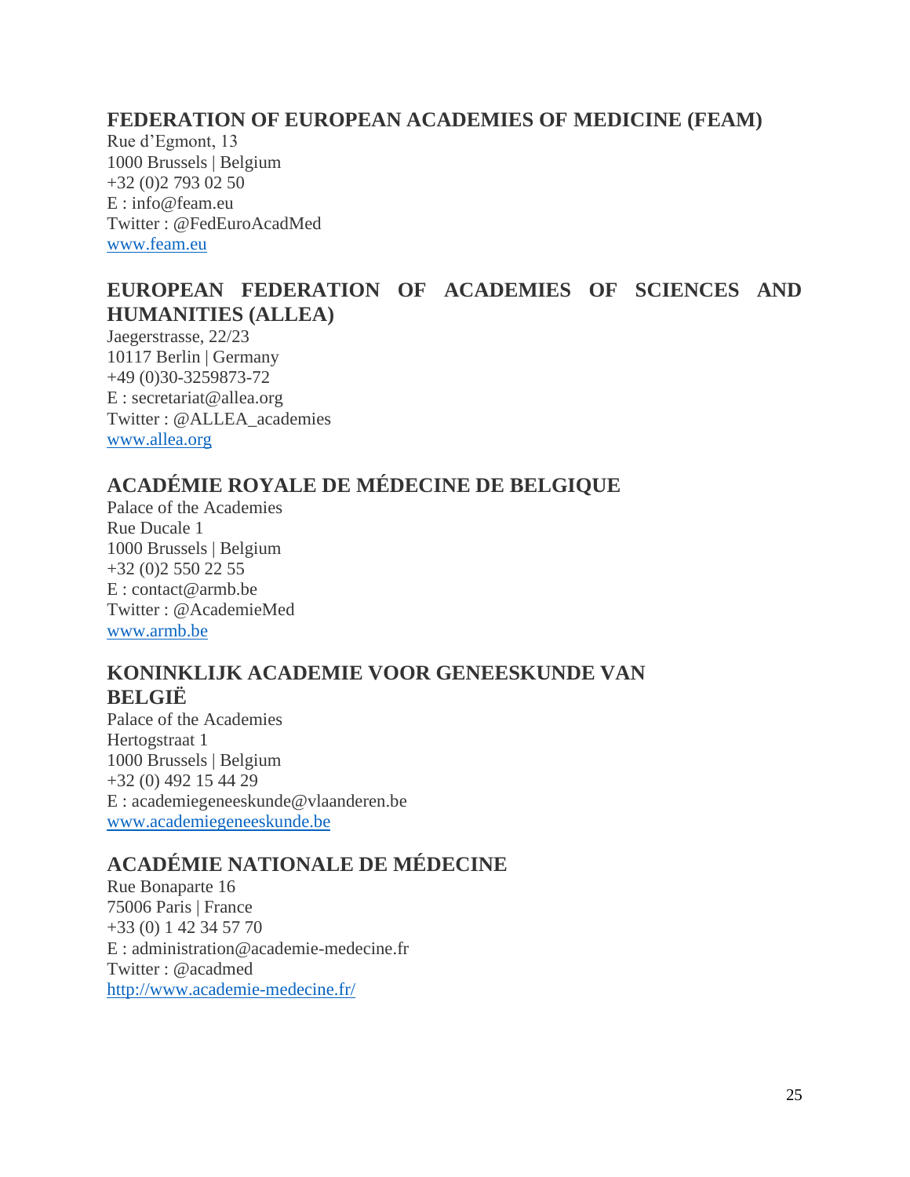## FEDERATION OF EUROPEAN ACADEMIES OF MEDICINE (FEAM)

Rue d'Egmont, 13  
1000 Brussels | Belgium  
+32 (0)2 793 02 50  
E : info@feam.eu  
Twitter : @FedEuroAcadMed  
www.feam.eu

## EUROPEAN FEDERATION OF ACADEMIES OF SCIENCES AND HUMANITIES (ALLEA)

Jaegerstrasse, 22/23  
10117 Berlin | Germany  
+49 (0)30-3259873-72  
E : secretariat@allea.org  
Twitter : @ALLEA_academies  
www.allea.org

## ACADÉMIE ROYALE DE MÉDECINE DE BELGIQUE

Palace of the Academies  
Rue Ducale 1  
1000 Brussels | Belgium  
+32 (0)2 550 22 55  
E : contact@armb.be  
Twitter : @AcademieMed  
www.armb.be

## KONINKLIJK ACADEMIE VOOR GENEESKUNDE VAN BELGIË

Palace of the Academies  
Hertogstraat 1  
1000 Brussels | Belgium  
+32 (0) 492 15 44 29  
E : academiegeneeskunde@vlaanderen.be  
www.academiegeneeskunde.be

## ACADÉMIE NATIONALE DE MÉDECINE

Rue Bonaparte 16  
75006 Paris | France  
+33 (0) 1 42 34 57 70  
E : administration@academie-medecine.fr  
Twitter : @acadmed  
http://www.academie-medecine.fr/